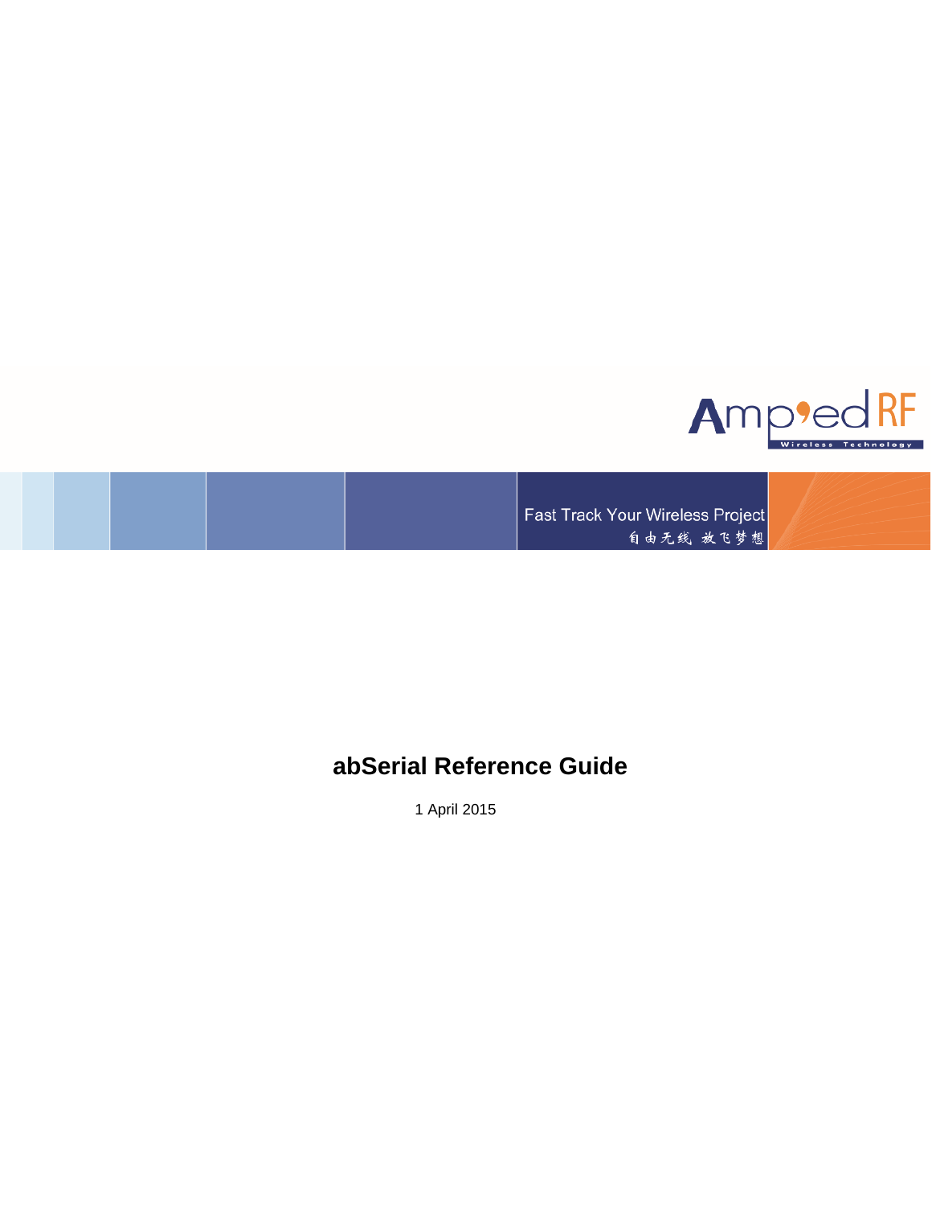Amp'ed RF

Wireless Technology

Fast Track Your Wireless Project

自由无线 放飞梦想

# abSerial Reference Guide

1 April 2015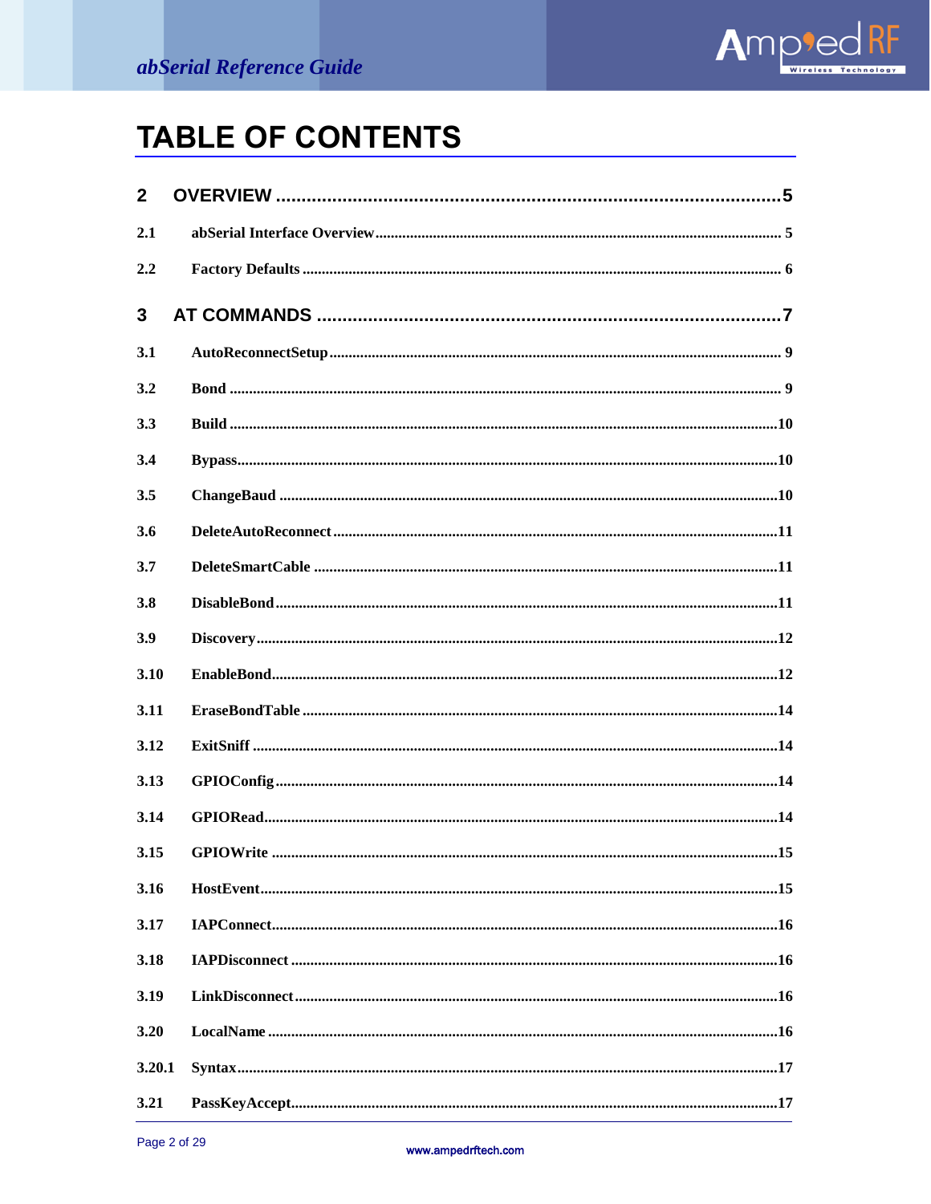# TABLE OF CONTENTS

**2 OVERVIEW .......... 5**

2.1 abSerial Interface Overview .......... 5

2.2 Factory Defaults .......... 6

**3 AT COMMANDS .......... 7**

3.1 AutoReconnectSetup .......... 9

3.2 Bond .......... 9

3.3 Build .......... 10

3.4 Bypass .......... 10

3.5 ChangeBaud .......... 10

3.6 DeleteAutoReconnect .......... 11

3.7 DeleteSmartCable .......... 11

3.8 DisableBond .......... 11

3.9 Discovery .......... 12

3.10 EnableBond .......... 12

3.11 EraseBondTable .......... 14

3.12 ExitSniff .......... 14

3.13 GPIOConfig .......... 14

3.14 GPIORead .......... 14

3.15 GPIOWrite .......... 15

3.16 HostEvent .......... 15

3.17 IAPConnect .......... 16

3.18 IAPDisconnect .......... 16

3.19 LinkDisconnect .......... 16

3.20 LocalName .......... 16

3.20.1 Syntax .......... 17

3.21 PassKeyAccept .......... 17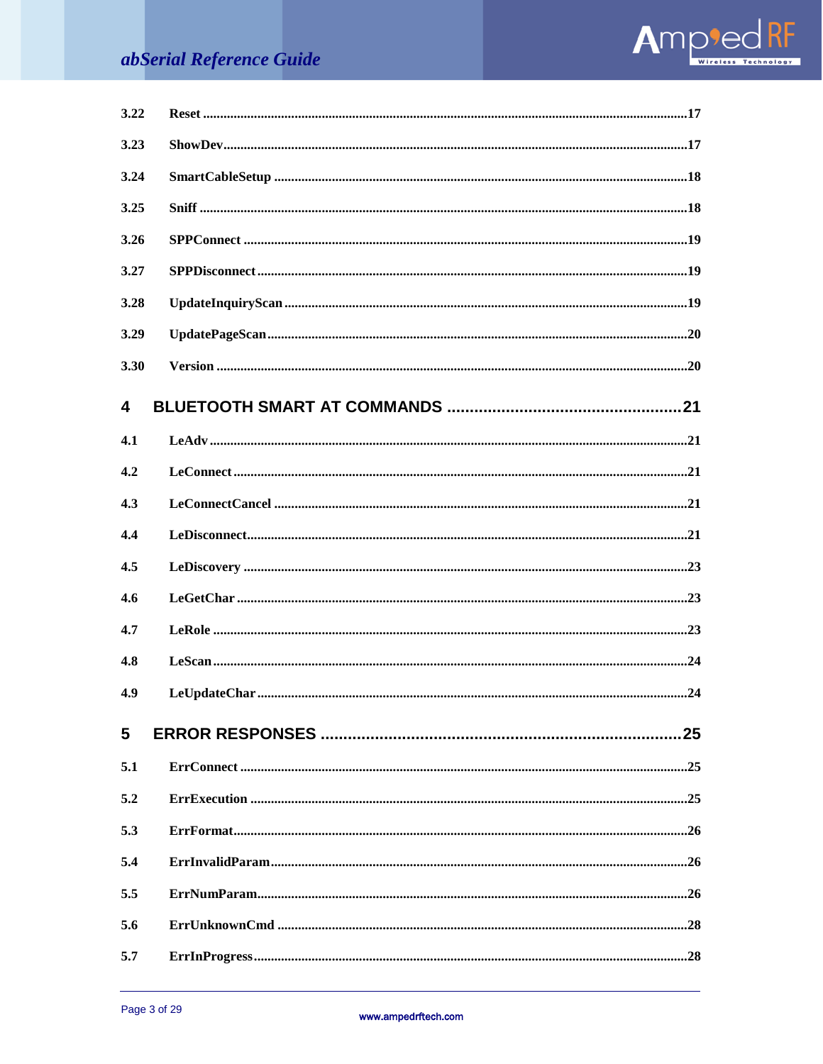3.22 Reset .....17

3.23 ShowDev .....17

3.24 SmartCableSetup .....18

3.25 Sniff .....18

3.26 SPPConnect .....19

3.27 SPPDisconnect .....19

3.28 UpdateInquiryScan .....19

3.29 UpdatePageScan .....20

3.30 Version .....20

**4 BLUETOOTH SMART AT COMMANDS .....21**

4.1 LeAdv .....21

4.2 LeConnect .....21

4.3 LeConnectCancel .....21

4.4 LeDisconnect .....21

4.5 LeDiscovery .....23

4.6 LeGetChar .....23

4.7 LeRole .....23

4.8 LeScan .....24

4.9 LeUpdateChar .....24

**5 ERROR RESPONSES .....25**

5.1 ErrConnect .....25

5.2 ErrExecution .....25

5.3 ErrFormat .....26

5.4 ErrInvalidParam .....26

5.5 ErrNumParam .....26

5.6 ErrUnknownCmd .....28

5.7 ErrInProgress .....28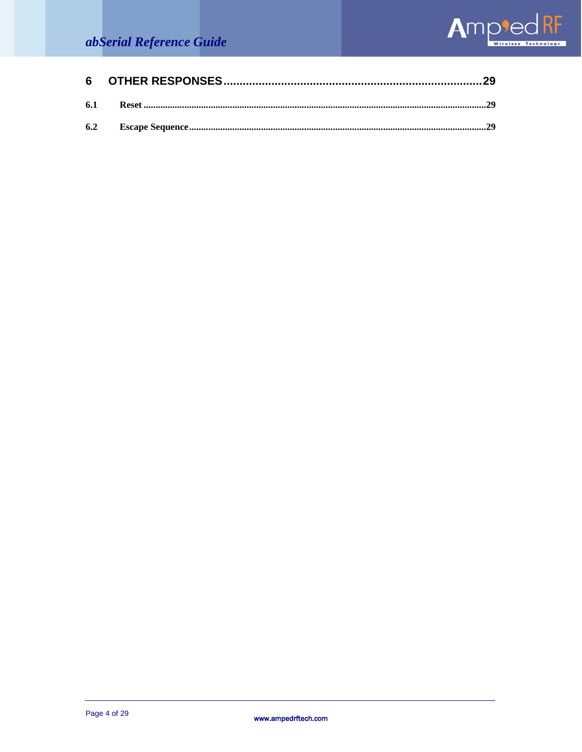6 OTHER RESPONSES ........................................................................ 29

6.1 Reset ........................................................................ 29

6.2 Escape Sequence ........................................................................ 29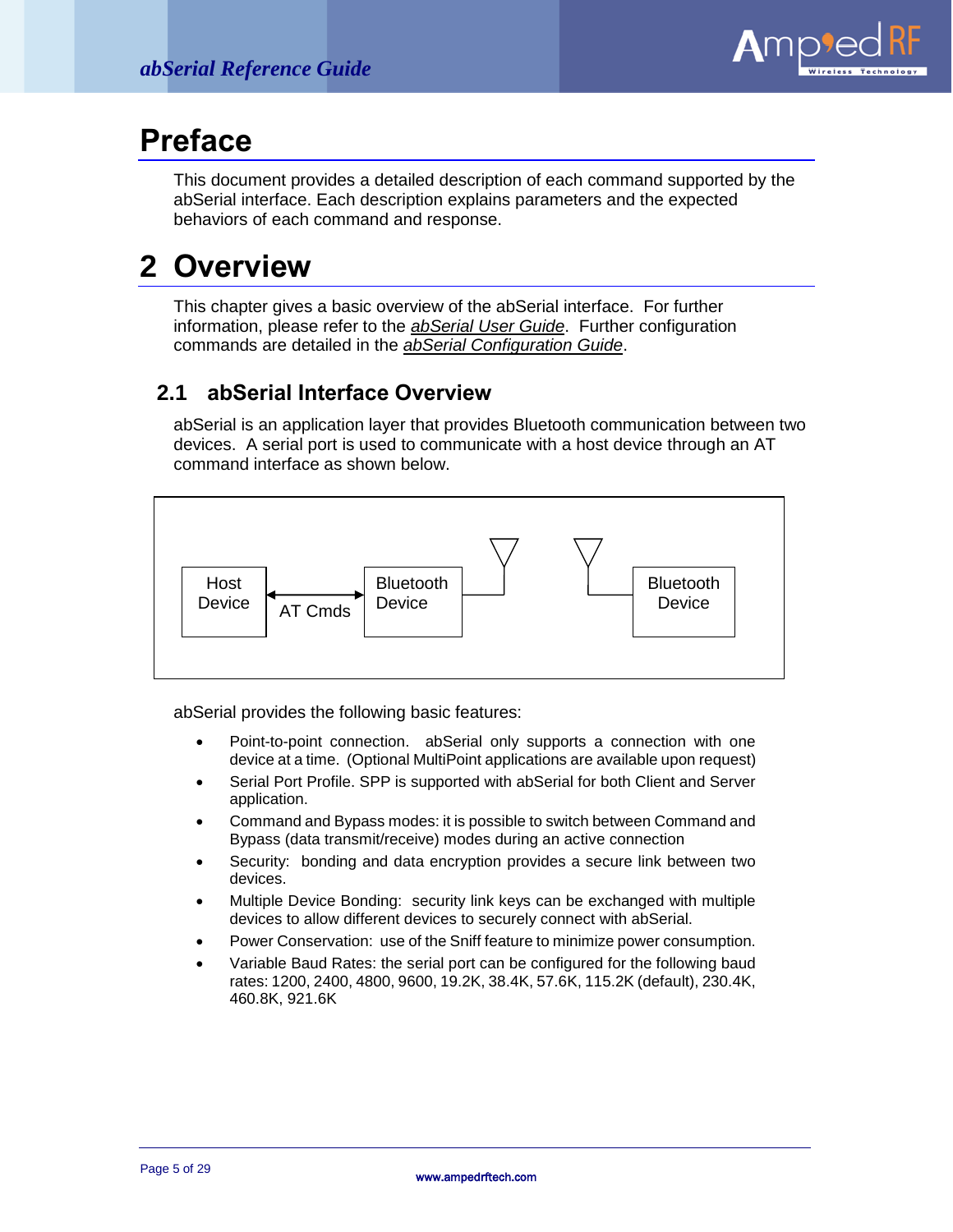# Preface

This document provides a detailed description of each command supported by the abSerial interface. Each description explains parameters and the expected behaviors of each command and response.

# 2 Overview

This chapter gives a basic overview of the abSerial interface. For further information, please refer to the *abSerial User Guide*. Further configuration commands are detailed in the *abSerial Configuration Guide*.

## 2.1 abSerial Interface Overview

abSerial is an application layer that provides Bluetooth communication between two devices. A serial port is used to communicate with a host device through an AT command interface as shown below.

Host Device

AT Cmds

Bluetooth Device

Bluetooth Device

abSerial provides the following basic features:

- Point-to-point connection. abSerial only supports a connection with one device at a time. (Optional MultiPoint applications are available upon request)
- Serial Port Profile. SPP is supported with abSerial for both Client and Server application.
- Command and Bypass modes: it is possible to switch between Command and Bypass (data transmit/receive) modes during an active connection
- Security: bonding and data encryption provides a secure link between two devices.
- Multiple Device Bonding: security link keys can be exchanged with multiple devices to allow different devices to securely connect with abSerial.
- Power Conservation: use of the Sniff feature to minimize power consumption.
- Variable Baud Rates: the serial port can be configured for the following baud rates: 1200, 2400, 4800, 9600, 19.2K, 38.4K, 57.6K, 115.2K (default), 230.4K, 460.8K, 921.6K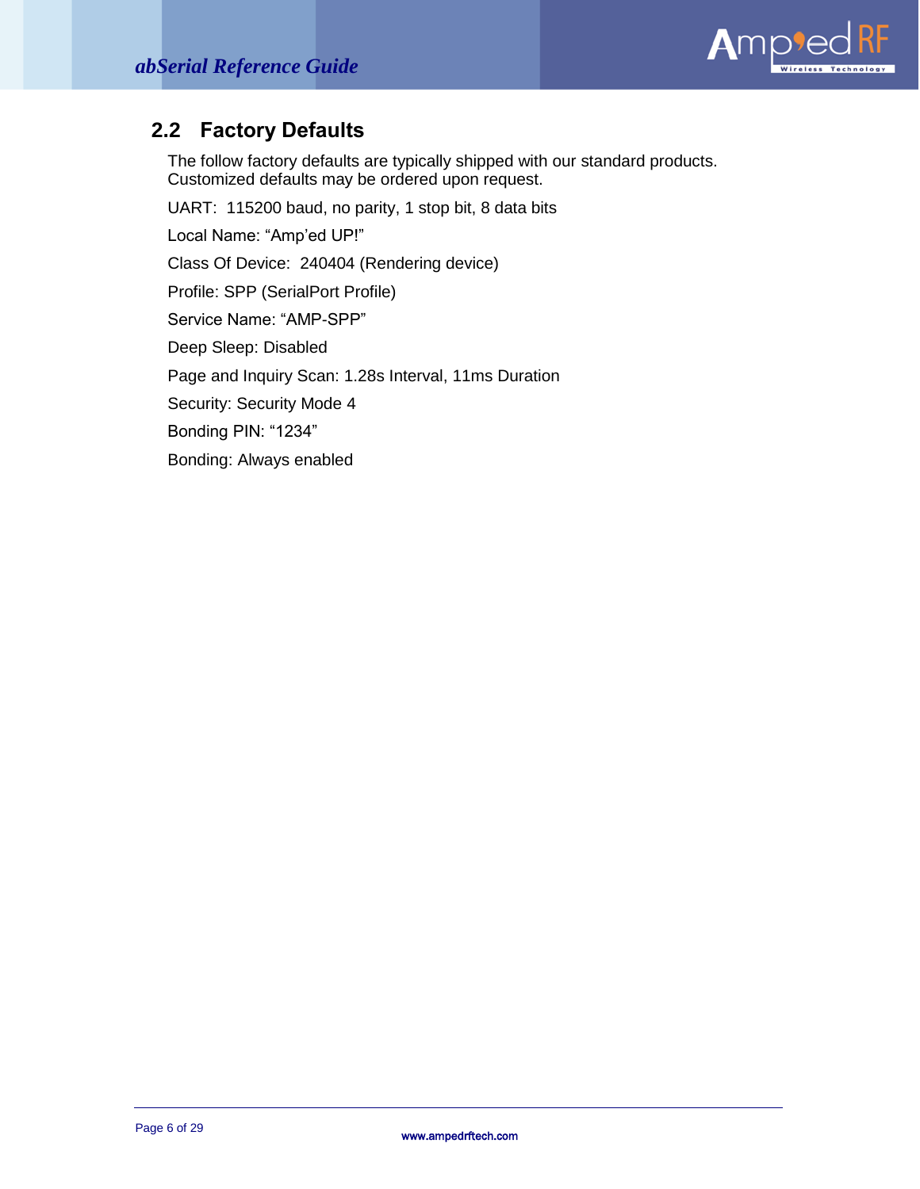## 2.2 Factory Defaults

The follow factory defaults are typically shipped with our standard products. Customized defaults may be ordered upon request.

UART: 115200 baud, no parity, 1 stop bit, 8 data bits

Local Name: “Amp’ed UP!”

Class Of Device: 240404 (Rendering device)

Profile: SPP (SerialPort Profile)

Service Name: “AMP-SPP”

Deep Sleep: Disabled

Page and Inquiry Scan: 1.28s Interval, 11ms Duration

Security: Security Mode 4

Bonding PIN: “1234”

Bonding: Always enabled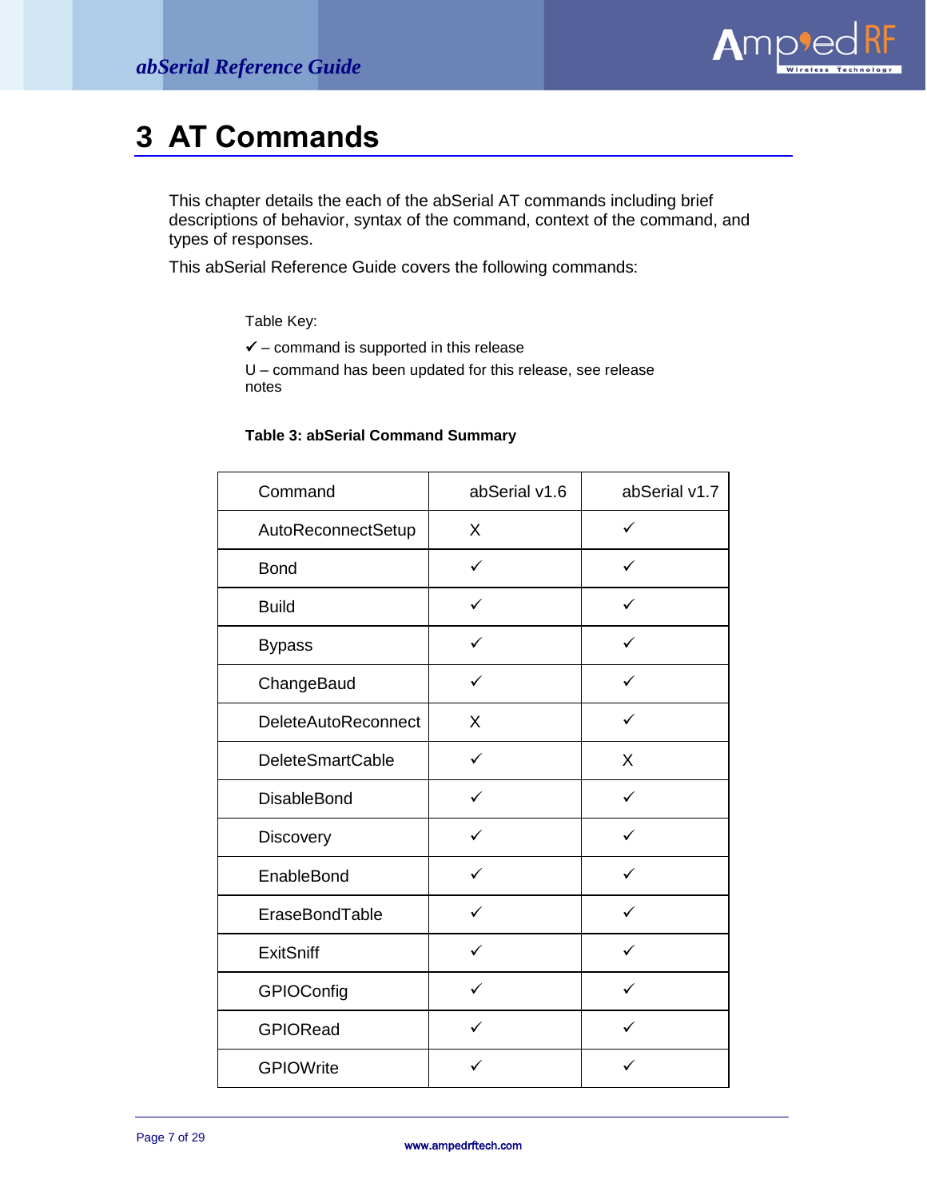# 3 AT Commands

This chapter details the each of the abSerial AT commands including brief descriptions of behavior, syntax of the command, context of the command, and types of responses.

This abSerial Reference Guide covers the following commands:

Table Key:

✓ – command is supported in this release

U – command has been updated for this release, see release notes

**Table 3: abSerial Command Summary**

| Command | abSerial v1.6 | abSerial v1.7 |
|---|---|---|
| AutoReconnectSetup | X | ✓ |
| Bond | ✓ | ✓ |
| Build | ✓ | ✓ |
| Bypass | ✓ | ✓ |
| ChangeBaud | ✓ | ✓ |
| DeleteAutoReconnect | X | ✓ |
| DeleteSmartCable | ✓ | X |
| DisableBond | ✓ | ✓ |
| Discovery | ✓ | ✓ |
| EnableBond | ✓ | ✓ |
| EraseBondTable | ✓ | ✓ |
| ExitSniff | ✓ | ✓ |
| GPIOConfig | ✓ | ✓ |
| GPIORead | ✓ | ✓ |
| GPIOWrite | ✓ | ✓ |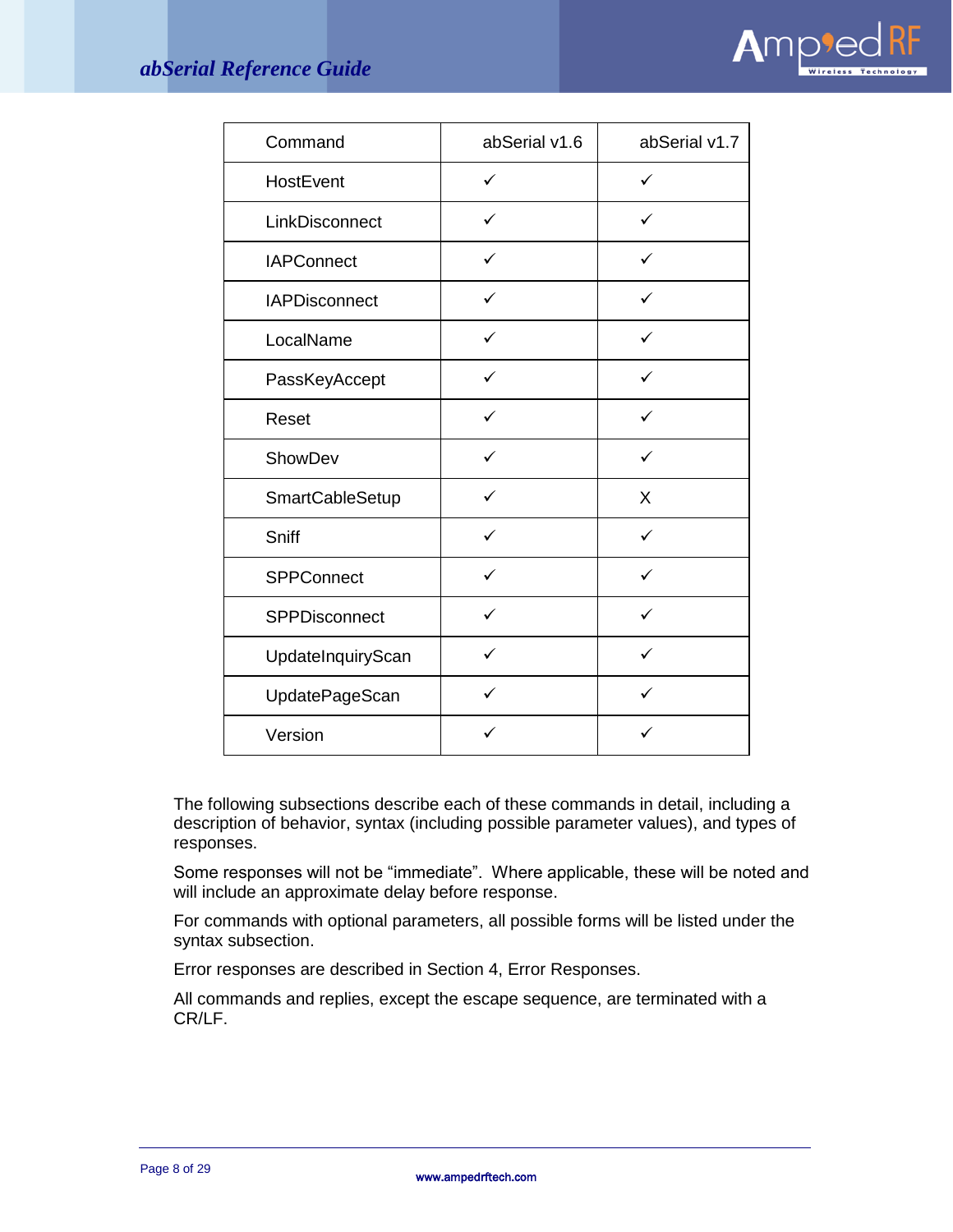| Command | abSerial v1.6 | abSerial v1.7 |
|---|---|---|
| HostEvent | ✓ | ✓ |
| LinkDisconnect | ✓ | ✓ |
| IAPConnect | ✓ | ✓ |
| IAPDisconnect | ✓ | ✓ |
| LocalName | ✓ | ✓ |
| PassKeyAccept | ✓ | ✓ |
| Reset | ✓ | ✓ |
| ShowDev | ✓ | ✓ |
| SmartCableSetup | ✓ | X |
| Sniff | ✓ | ✓ |
| SPPConnect | ✓ | ✓ |
| SPPDisconnect | ✓ | ✓ |
| UpdateInquiryScan | ✓ | ✓ |
| UpdatePageScan | ✓ | ✓ |
| Version | ✓ | ✓ |

The following subsections describe each of these commands in detail, including a description of behavior, syntax (including possible parameter values), and types of responses.

Some responses will not be "immediate". Where applicable, these will be noted and will include an approximate delay before response.

For commands with optional parameters, all possible forms will be listed under the syntax subsection.

Error responses are described in Section 4, Error Responses.

All commands and replies, except the escape sequence, are terminated with a CR/LF.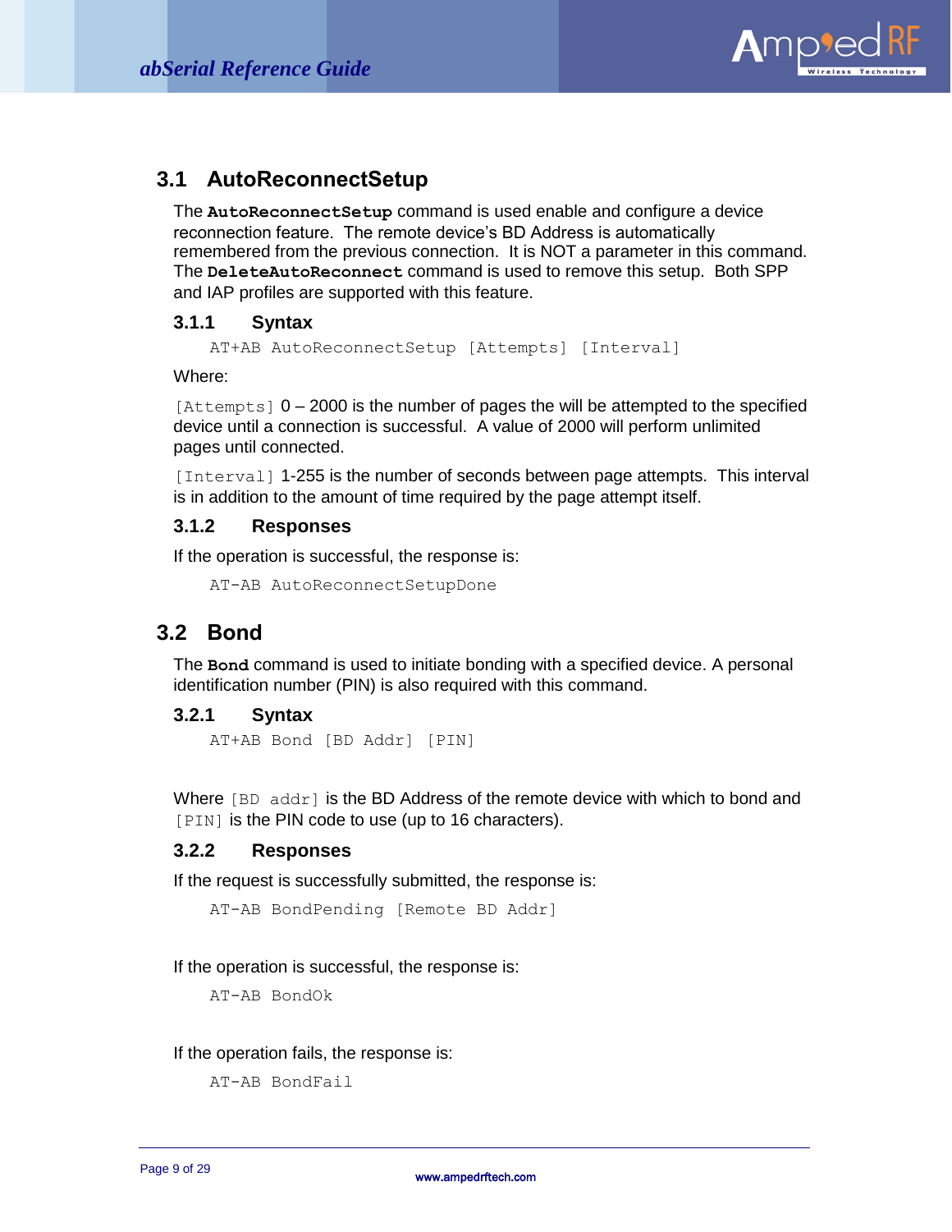## 3.1 AutoReconnectSetup

The **AutoReconnectSetup** command is used enable and configure a device reconnection feature. The remote device's BD Address is automatically remembered from the previous connection. It is NOT a parameter in this command. The **DeleteAutoReconnect** command is used to remove this setup. Both SPP and IAP profiles are supported with this feature.

### 3.1.1 Syntax

```
AT+AB AutoReconnectSetup [Attempts] [Interval]
```

Where:

`[Attempts]` 0 – 2000 is the number of pages the will be attempted to the specified device until a connection is successful. A value of 2000 will perform unlimited pages until connected.

`[Interval]` 1-255 is the number of seconds between page attempts. This interval is in addition to the amount of time required by the page attempt itself.

### 3.1.2 Responses

If the operation is successful, the response is:

```
AT-AB AutoReconnectSetupDone
```

## 3.2 Bond

The **Bond** command is used to initiate bonding with a specified device. A personal identification number (PIN) is also required with this command.

### 3.2.1 Syntax

```
AT+AB Bond [BD Addr] [PIN]
```

Where `[BD addr]` is the BD Address of the remote device with which to bond and `[PIN]` is the PIN code to use (up to 16 characters).

### 3.2.2 Responses

If the request is successfully submitted, the response is:

```
AT-AB BondPending [Remote BD Addr]
```

If the operation is successful, the response is:

```
AT-AB BondOk
```

If the operation fails, the response is:

```
AT-AB BondFail
```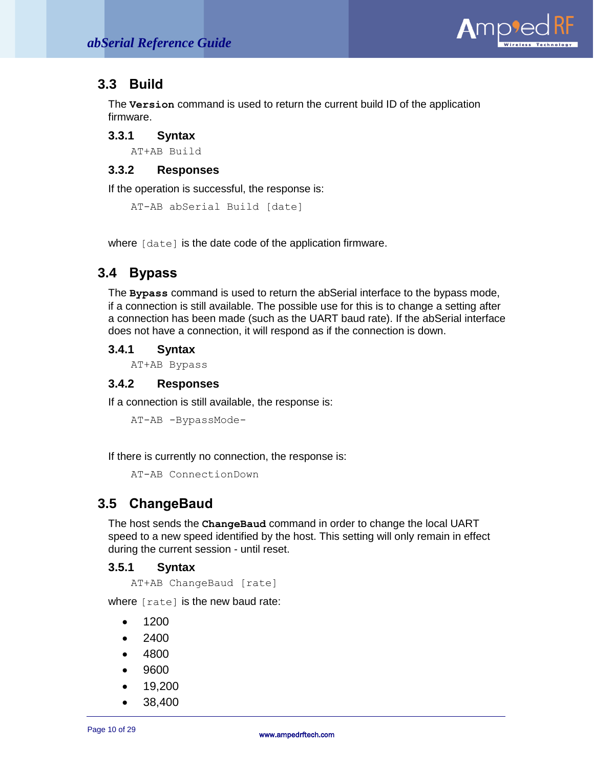## 3.3 Build

The **Version** command is used to return the current build ID of the application firmware.

### 3.3.1 Syntax

```
AT+AB Build
```

### 3.3.2 Responses

If the operation is successful, the response is:

```
AT-AB abSerial Build [date]
```

where `[date]` is the date code of the application firmware.

## 3.4 Bypass

The **Bypass** command is used to return the abSerial interface to the bypass mode, if a connection is still available. The possible use for this is to change a setting after a connection has been made (such as the UART baud rate). If the abSerial interface does not have a connection, it will respond as if the connection is down.

### 3.4.1 Syntax

```
AT+AB Bypass
```

### 3.4.2 Responses

If a connection is still available, the response is:

```
AT-AB -BypassMode-
```

If there is currently no connection, the response is:

```
AT-AB ConnectionDown
```

## 3.5 ChangeBaud

The host sends the **ChangeBaud** command in order to change the local UART speed to a new speed identified by the host. This setting will only remain in effect during the current session - until reset.

### 3.5.1 Syntax

```
AT+AB ChangeBaud [rate]
```

where `[rate]` is the new baud rate:

- 1200
- 2400
- 4800
- 9600
- 19,200
- 38,400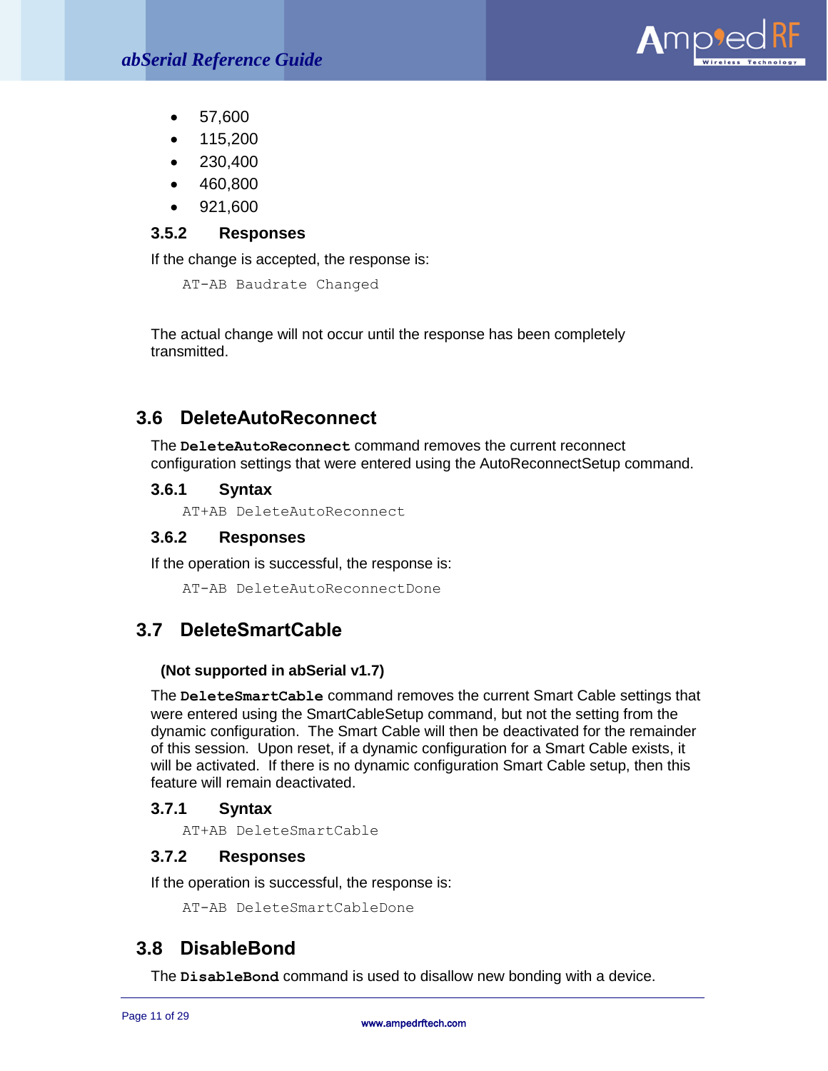- 57,600
- 115,200
- 230,400
- 460,800
- 921,600

### 3.5.2 Responses

If the change is accepted, the response is:

```
AT-AB Baudrate Changed
```

The actual change will not occur until the response has been completely transmitted.

## 3.6 DeleteAutoReconnect

The **DeleteAutoReconnect** command removes the current reconnect configuration settings that were entered using the AutoReconnectSetup command.

### 3.6.1 Syntax

```
AT+AB DeleteAutoReconnect
```

### 3.6.2 Responses

If the operation is successful, the response is:

```
AT-AB DeleteAutoReconnectDone
```

## 3.7 DeleteSmartCable

**(Not supported in abSerial v1.7)**

The **DeleteSmartCable** command removes the current Smart Cable settings that were entered using the SmartCableSetup command, but not the setting from the dynamic configuration. The Smart Cable will then be deactivated for the remainder of this session. Upon reset, if a dynamic configuration for a Smart Cable exists, it will be activated. If there is no dynamic configuration Smart Cable setup, then this feature will remain deactivated.

### 3.7.1 Syntax

```
AT+AB DeleteSmartCable
```

### 3.7.2 Responses

If the operation is successful, the response is:

```
AT-AB DeleteSmartCableDone
```

## 3.8 DisableBond

The **DisableBond** command is used to disallow new bonding with a device.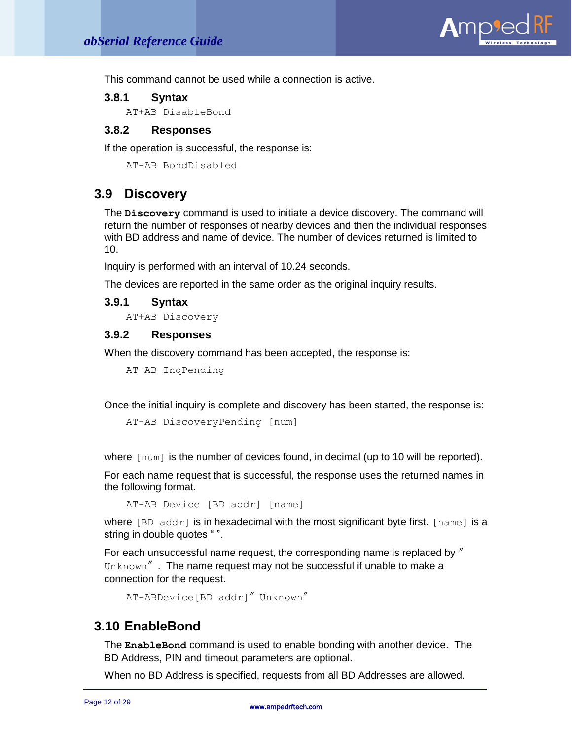This command cannot be used while a connection is active.

### 3.8.1 Syntax

```
AT+AB DisableBond
```

### 3.8.2 Responses

If the operation is successful, the response is:

```
AT-AB BondDisabled
```

## 3.9 Discovery

The **Discovery** command is used to initiate a device discovery. The command will return the number of responses of nearby devices and then the individual responses with BD address and name of device. The number of devices returned is limited to 10.

Inquiry is performed with an interval of 10.24 seconds.

The devices are reported in the same order as the original inquiry results.

### 3.9.1 Syntax

```
AT+AB Discovery
```

### 3.9.2 Responses

When the discovery command has been accepted, the response is:

```
AT-AB InqPending
```

Once the initial inquiry is complete and discovery has been started, the response is:

```
AT-AB DiscoveryPending [num]
```

where `[num]` is the number of devices found, in decimal (up to 10 will be reported).

For each name request that is successful, the response uses the returned names in the following format.

```
AT-AB Device [BD addr] [name]
```

where `[BD addr]` is in hexadecimal with the most significant byte first. `[name]` is a string in double quotes " ".

For each unsuccessful name request, the corresponding name is replaced by ″ Unknown″ . The name request may not be successful if unable to make a connection for the request.

```
AT-ABDevice[BD addr]″ Unknown″
```

## 3.10 EnableBond

The **EnableBond** command is used to enable bonding with another device. The BD Address, PIN and timeout parameters are optional.

When no BD Address is specified, requests from all BD Addresses are allowed.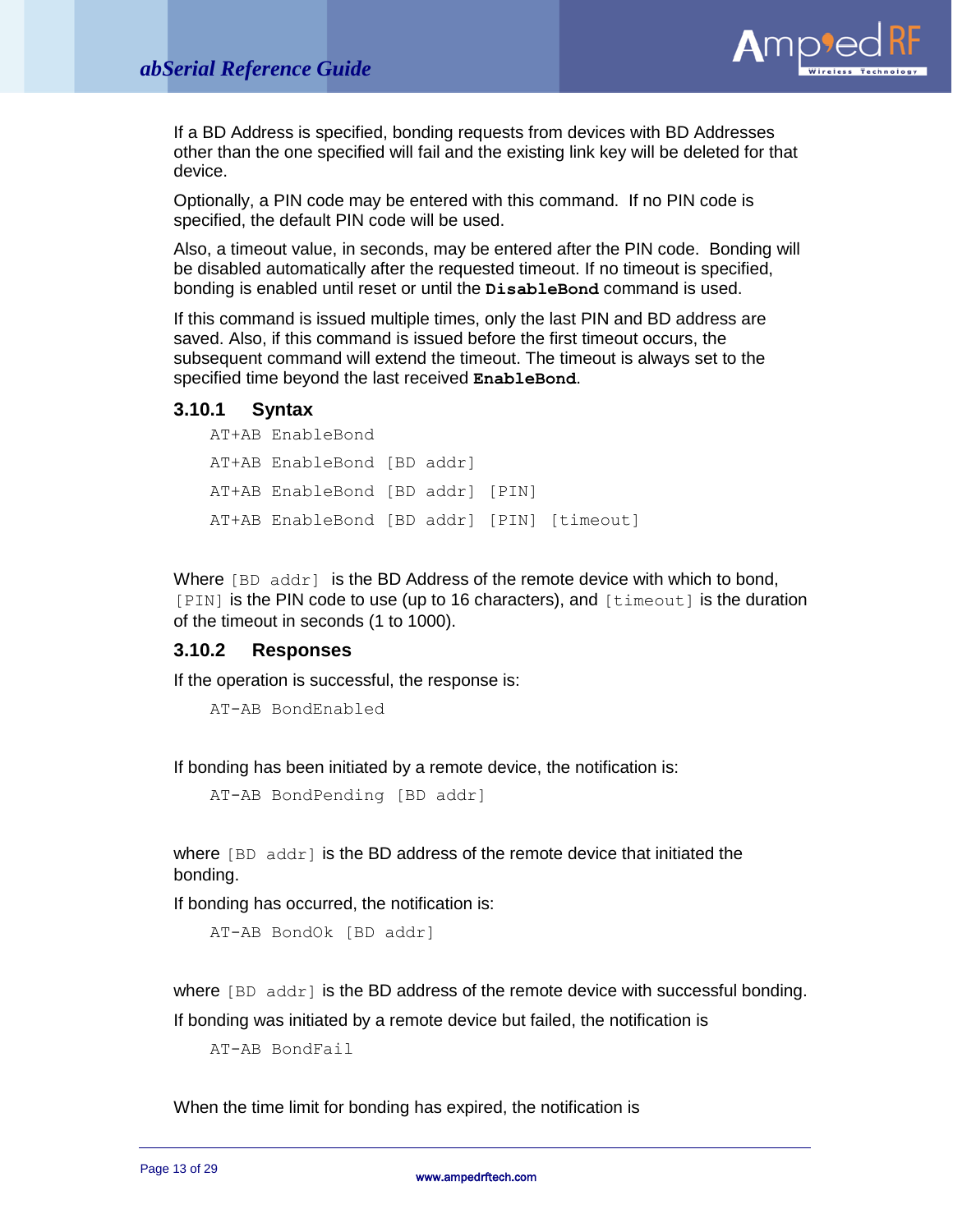If a BD Address is specified, bonding requests from devices with BD Addresses other than the one specified will fail and the existing link key will be deleted for that device.

Optionally, a PIN code may be entered with this command. If no PIN code is specified, the default PIN code will be used.

Also, a timeout value, in seconds, may be entered after the PIN code. Bonding will be disabled automatically after the requested timeout. If no timeout is specified, bonding is enabled until reset or until the **DisableBond** command is used.

If this command is issued multiple times, only the last PIN and BD address are saved. Also, if this command is issued before the first timeout occurs, the subsequent command will extend the timeout. The timeout is always set to the specified time beyond the last received **EnableBond**.

### 3.10.1 Syntax

```
AT+AB EnableBond
AT+AB EnableBond [BD addr]
AT+AB EnableBond [BD addr] [PIN]
AT+AB EnableBond [BD addr] [PIN] [timeout]
```

Where `[BD addr]` is the BD Address of the remote device with which to bond, `[PIN]` is the PIN code to use (up to 16 characters), and `[timeout]` is the duration of the timeout in seconds (1 to 1000).

### 3.10.2 Responses

If the operation is successful, the response is:

```
AT-AB BondEnabled
```

If bonding has been initiated by a remote device, the notification is:

```
AT-AB BondPending [BD addr]
```

where `[BD addr]` is the BD address of the remote device that initiated the bonding.

If bonding has occurred, the notification is:

```
AT-AB BondOk [BD addr]
```

where `[BD addr]` is the BD address of the remote device with successful bonding.

If bonding was initiated by a remote device but failed, the notification is

```
AT-AB BondFail
```

When the time limit for bonding has expired, the notification is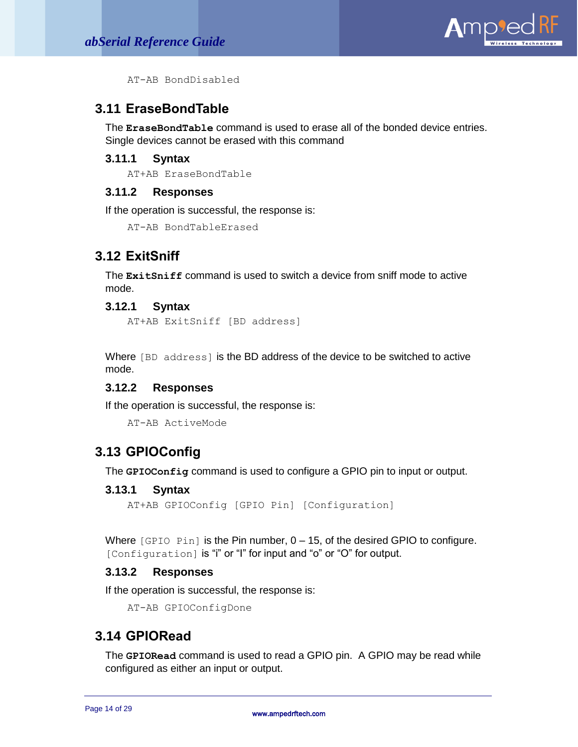```
AT-AB BondDisabled
```

## 3.11 EraseBondTable

The **EraseBondTable** command is used to erase all of the bonded device entries. Single devices cannot be erased with this command

### 3.11.1 Syntax

```
AT+AB EraseBondTable
```

### 3.11.2 Responses

If the operation is successful, the response is:

```
AT-AB BondTableErased
```

## 3.12 ExitSniff

The **ExitSniff** command is used to switch a device from sniff mode to active mode.

### 3.12.1 Syntax

```
AT+AB ExitSniff [BD address]
```

Where `[BD address]` is the BD address of the device to be switched to active mode.

### 3.12.2 Responses

If the operation is successful, the response is:

```
AT-AB ActiveMode
```

## 3.13 GPIOConfig

The **GPIOConfig** command is used to configure a GPIO pin to input or output.

### 3.13.1 Syntax

```
AT+AB GPIOConfig [GPIO Pin] [Configuration]
```

Where `[GPIO Pin]` is the Pin number, 0 – 15, of the desired GPIO to configure. `[Configuration]` is “i” or “I” for input and “o” or “O” for output.

### 3.13.2 Responses

If the operation is successful, the response is:

```
AT-AB GPIOConfigDone
```

## 3.14 GPIORead

The **GPIORead** command is used to read a GPIO pin. A GPIO may be read while configured as either an input or output.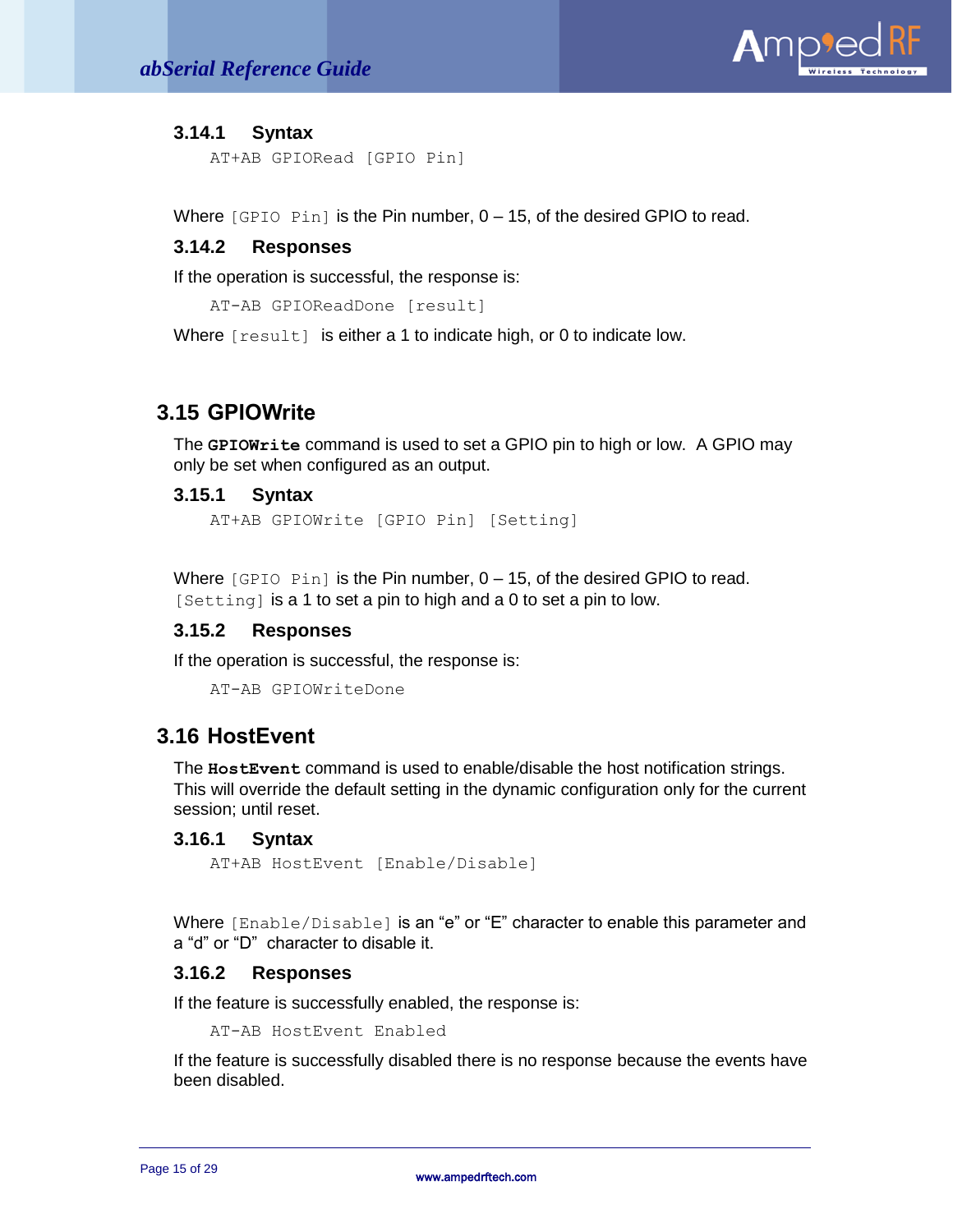### 3.14.1 Syntax

```
AT+AB GPIORead [GPIO Pin]
```

Where `[GPIO Pin]` is the Pin number, 0 – 15, of the desired GPIO to read.

### 3.14.2 Responses

If the operation is successful, the response is:

```
AT-AB GPIOReadDone [result]
```

Where `[result]` is either a 1 to indicate high, or 0 to indicate low.

## 3.15 GPIOWrite

The **GPIOWrite** command is used to set a GPIO pin to high or low. A GPIO may only be set when configured as an output.

### 3.15.1 Syntax

```
AT+AB GPIOWrite [GPIO Pin] [Setting]
```

Where `[GPIO Pin]` is the Pin number, 0 – 15, of the desired GPIO to read.
`[Setting]` is a 1 to set a pin to high and a 0 to set a pin to low.

### 3.15.2 Responses

If the operation is successful, the response is:

```
AT-AB GPIOWriteDone
```

## 3.16 HostEvent

The **HostEvent** command is used to enable/disable the host notification strings. This will override the default setting in the dynamic configuration only for the current session; until reset.

### 3.16.1 Syntax

```
AT+AB HostEvent [Enable/Disable]
```

Where `[Enable/Disable]` is an “e” or “E” character to enable this parameter and a “d” or “D” character to disable it.

### 3.16.2 Responses

If the feature is successfully enabled, the response is:

```
AT-AB HostEvent Enabled
```

If the feature is successfully disabled there is no response because the events have been disabled.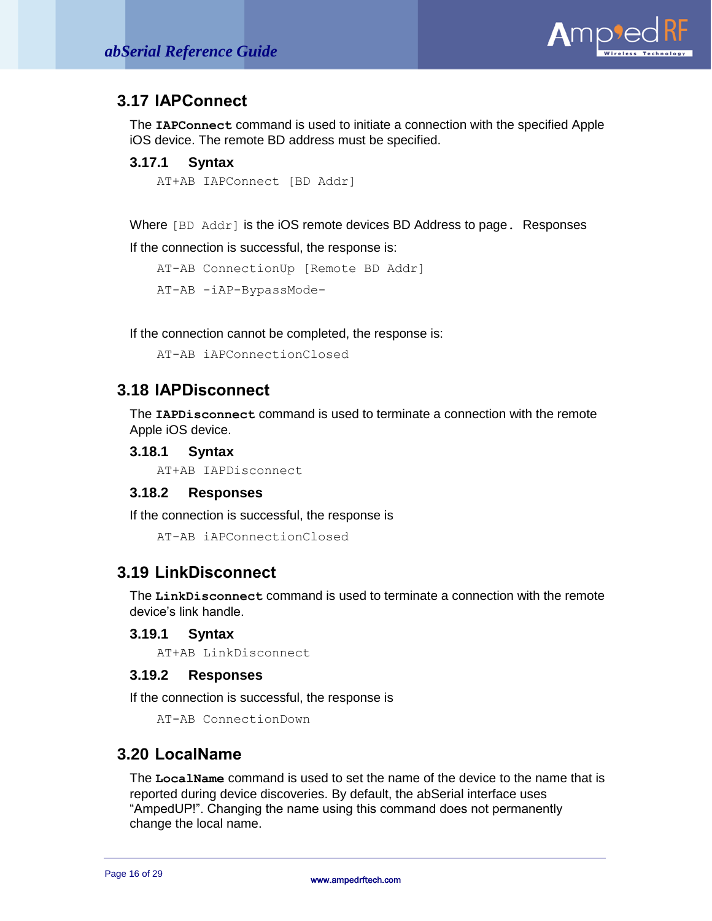## 3.17 IAPConnect

The **IAPConnect** command is used to initiate a connection with the specified Apple iOS device. The remote BD address must be specified.

### 3.17.1 Syntax

```
AT+AB IAPConnect [BD Addr]
```

Where `[BD Addr]` is the iOS remote devices BD Address to page. Responses

If the connection is successful, the response is:

```
AT-AB ConnectionUp [Remote BD Addr]
AT-AB -iAP-BypassMode-
```

If the connection cannot be completed, the response is:

```
AT-AB iAPConnectionClosed
```

## 3.18 IAPDisconnect

The **IAPDisconnect** command is used to terminate a connection with the remote Apple iOS device.

### 3.18.1 Syntax

```
AT+AB IAPDisconnect
```

### 3.18.2 Responses

If the connection is successful, the response is

```
AT-AB iAPConnectionClosed
```

## 3.19 LinkDisconnect

The **LinkDisconnect** command is used to terminate a connection with the remote device's link handle.

### 3.19.1 Syntax

```
AT+AB LinkDisconnect
```

### 3.19.2 Responses

If the connection is successful, the response is

```
AT-AB ConnectionDown
```

## 3.20 LocalName

The **LocalName** command is used to set the name of the device to the name that is reported during device discoveries. By default, the abSerial interface uses "AmpedUP!". Changing the name using this command does not permanently change the local name.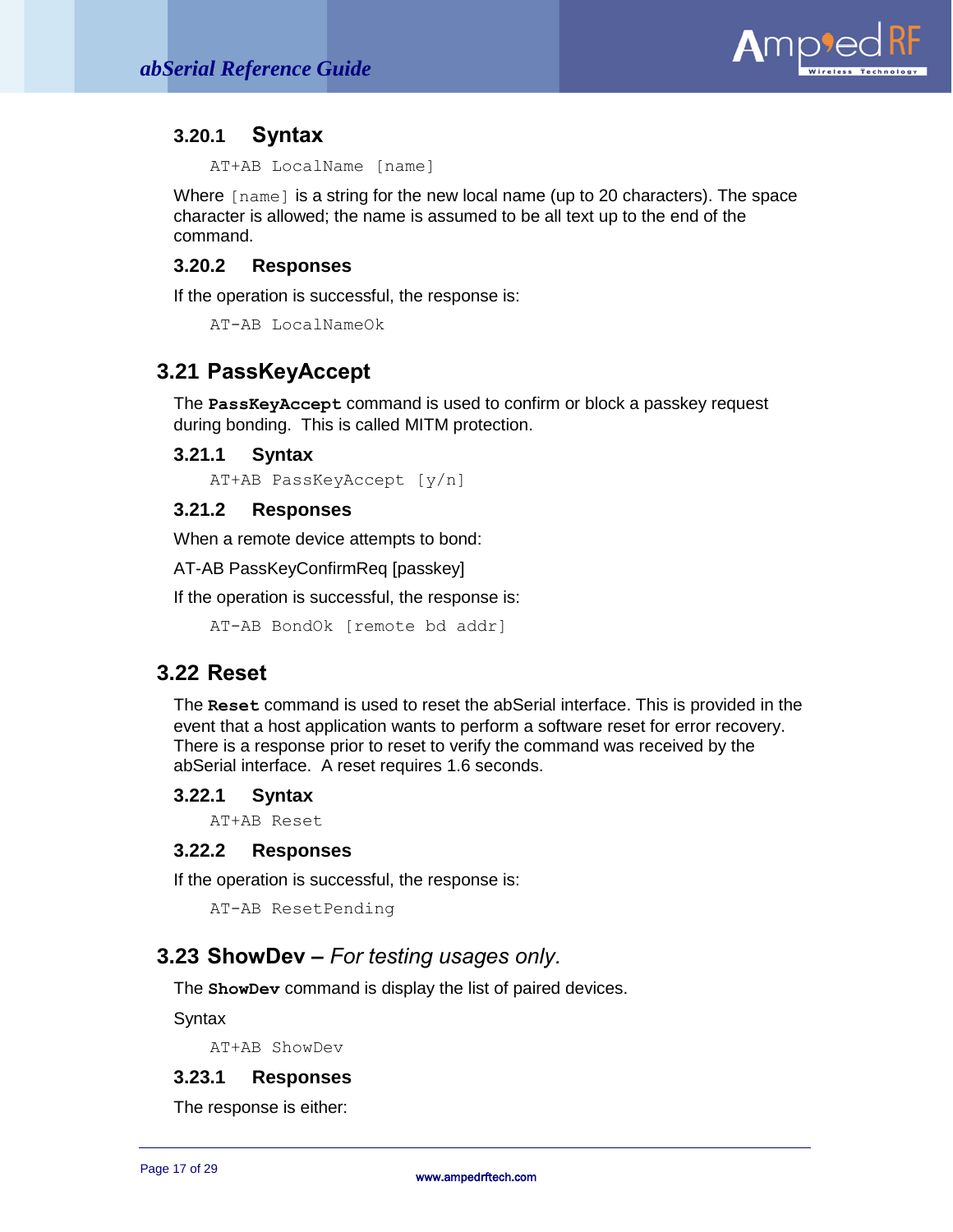#### 3.20.1 Syntax

```
AT+AB LocalName [name]
```

Where `[name]` is a string for the new local name (up to 20 characters). The space character is allowed; the name is assumed to be all text up to the end of the command.

#### 3.20.2 Responses

If the operation is successful, the response is:

```
AT-AB LocalNameOk
```

### 3.21 PassKeyAccept

The **`PassKeyAccept`** command is used to confirm or block a passkey request during bonding. This is called MITM protection.

#### 3.21.1 Syntax

```
AT+AB PassKeyAccept [y/n]
```

#### 3.21.2 Responses

When a remote device attempts to bond:

AT-AB PassKeyConfirmReq [passkey]

If the operation is successful, the response is:

```
AT-AB BondOk [remote bd addr]
```

### 3.22 Reset

The **`Reset`** command is used to reset the abSerial interface. This is provided in the event that a host application wants to perform a software reset for error recovery. There is a response prior to reset to verify the command was received by the abSerial interface. A reset requires 1.6 seconds.

#### 3.22.1 Syntax

```
AT+AB Reset
```

#### 3.22.2 Responses

If the operation is successful, the response is:

```
AT-AB ResetPending
```

### 3.23 ShowDev – *For testing usages only.*

The **`ShowDev`** command is display the list of paired devices.

Syntax

```
AT+AB ShowDev
```

#### 3.23.1 Responses

The response is either: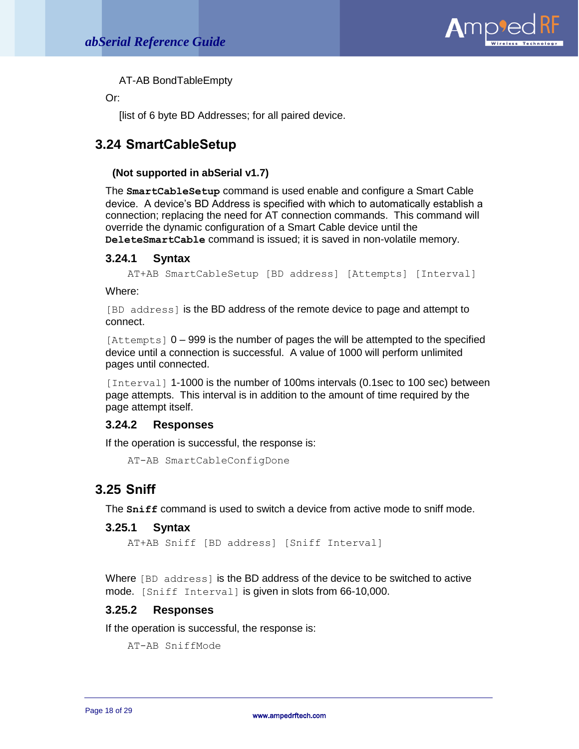AT-AB BondTableEmpty

Or:

[list of 6 byte BD Addresses; for all paired device.

## 3.24 SmartCableSetup

**(Not supported in abSerial v1.7)**

The **`SmartCableSetup`** command is used enable and configure a Smart Cable device. A device's BD Address is specified with which to automatically establish a connection; replacing the need for AT connection commands. This command will override the dynamic configuration of a Smart Cable device until the **`DeleteSmartCable`** command is issued; it is saved in non-volatile memory.

### 3.24.1 Syntax

```
AT+AB SmartCableSetup [BD address] [Attempts] [Interval]
```

Where:

`[BD address]` is the BD address of the remote device to page and attempt to connect.

`[Attempts]` 0 – 999 is the number of pages the will be attempted to the specified device until a connection is successful. A value of 1000 will perform unlimited pages until connected.

`[Interval]` 1-1000 is the number of 100ms intervals (0.1sec to 100 sec) between page attempts. This interval is in addition to the amount of time required by the page attempt itself.

### 3.24.2 Responses

If the operation is successful, the response is:

```
AT-AB SmartCableConfigDone
```

## 3.25 Sniff

The **`Sniff`** command is used to switch a device from active mode to sniff mode.

### 3.25.1 Syntax

```
AT+AB Sniff [BD address] [Sniff Interval]
```

Where `[BD address]` is the BD address of the device to be switched to active mode. `[Sniff Interval]` is given in slots from 66-10,000.

### 3.25.2 Responses

If the operation is successful, the response is:

```
AT-AB SniffMode
```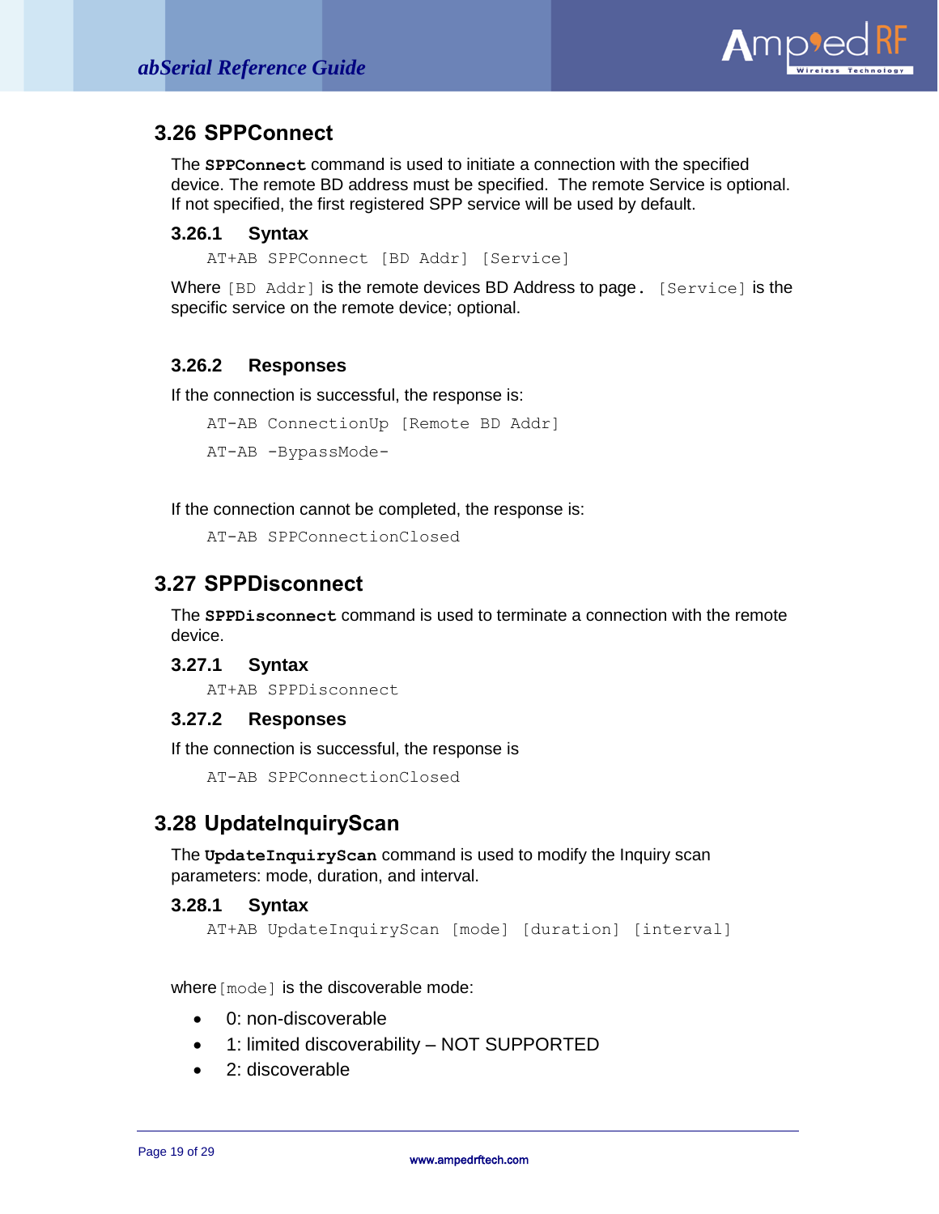## 3.26 SPPConnect

The **SPPConnect** command is used to initiate a connection with the specified device. The remote BD address must be specified. The remote Service is optional. If not specified, the first registered SPP service will be used by default.

### 3.26.1 Syntax

```
AT+AB SPPConnect [BD Addr] [Service]
```

Where `[BD Addr]` is the remote devices BD Address to page. `[Service]` is the specific service on the remote device; optional.

### 3.26.2 Responses

If the connection is successful, the response is:

```
AT-AB ConnectionUp [Remote BD Addr]
AT-AB -BypassMode-
```

If the connection cannot be completed, the response is:

```
AT-AB SPPConnectionClosed
```

## 3.27 SPPDisconnect

The **SPPDisconnect** command is used to terminate a connection with the remote device.

### 3.27.1 Syntax

```
AT+AB SPPDisconnect
```

### 3.27.2 Responses

If the connection is successful, the response is

```
AT-AB SPPConnectionClosed
```

## 3.28 UpdateInquiryScan

The **UpdateInquiryScan** command is used to modify the Inquiry scan parameters: mode, duration, and interval.

### 3.28.1 Syntax

```
AT+AB UpdateInquiryScan [mode] [duration] [interval]
```

where `[mode]` is the discoverable mode:

- 0: non-discoverable
- 1: limited discoverability – NOT SUPPORTED
- 2: discoverable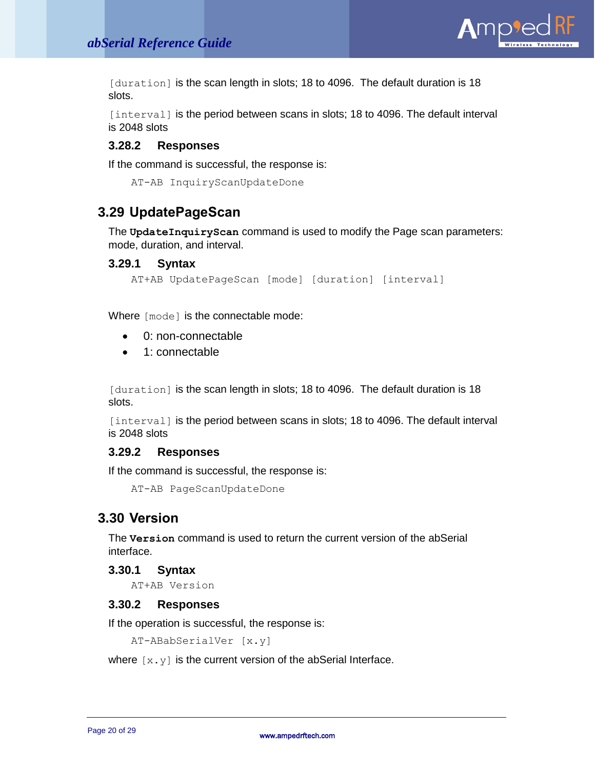`[duration]` is the scan length in slots; 18 to 4096.  The default duration is 18 slots.

`[interval]` is the period between scans in slots; 18 to 4096. The default interval is 2048 slots

### 3.28.2 Responses

If the command is successful, the response is:

```
AT-AB InquiryScanUpdateDone
```

## 3.29 UpdatePageScan

The **`UpdateInquiryScan`** command is used to modify the Page scan parameters: mode, duration, and interval.

### 3.29.1 Syntax

```
AT+AB UpdatePageScan [mode] [duration] [interval]
```

Where `[mode]` is the connectable mode:

- 0: non-connectable
- 1: connectable

`[duration]` is the scan length in slots; 18 to 4096.  The default duration is 18 slots.

`[interval]` is the period between scans in slots; 18 to 4096. The default interval is 2048 slots

### 3.29.2 Responses

If the command is successful, the response is:

```
AT-AB PageScanUpdateDone
```

## 3.30 Version

The **`Version`** command is used to return the current version of the abSerial interface.

### 3.30.1 Syntax

```
AT+AB Version
```

### 3.30.2 Responses

If the operation is successful, the response is:

```
AT-ABabSerialVer [x.y]
```

where `[x.y]` is the current version of the abSerial Interface.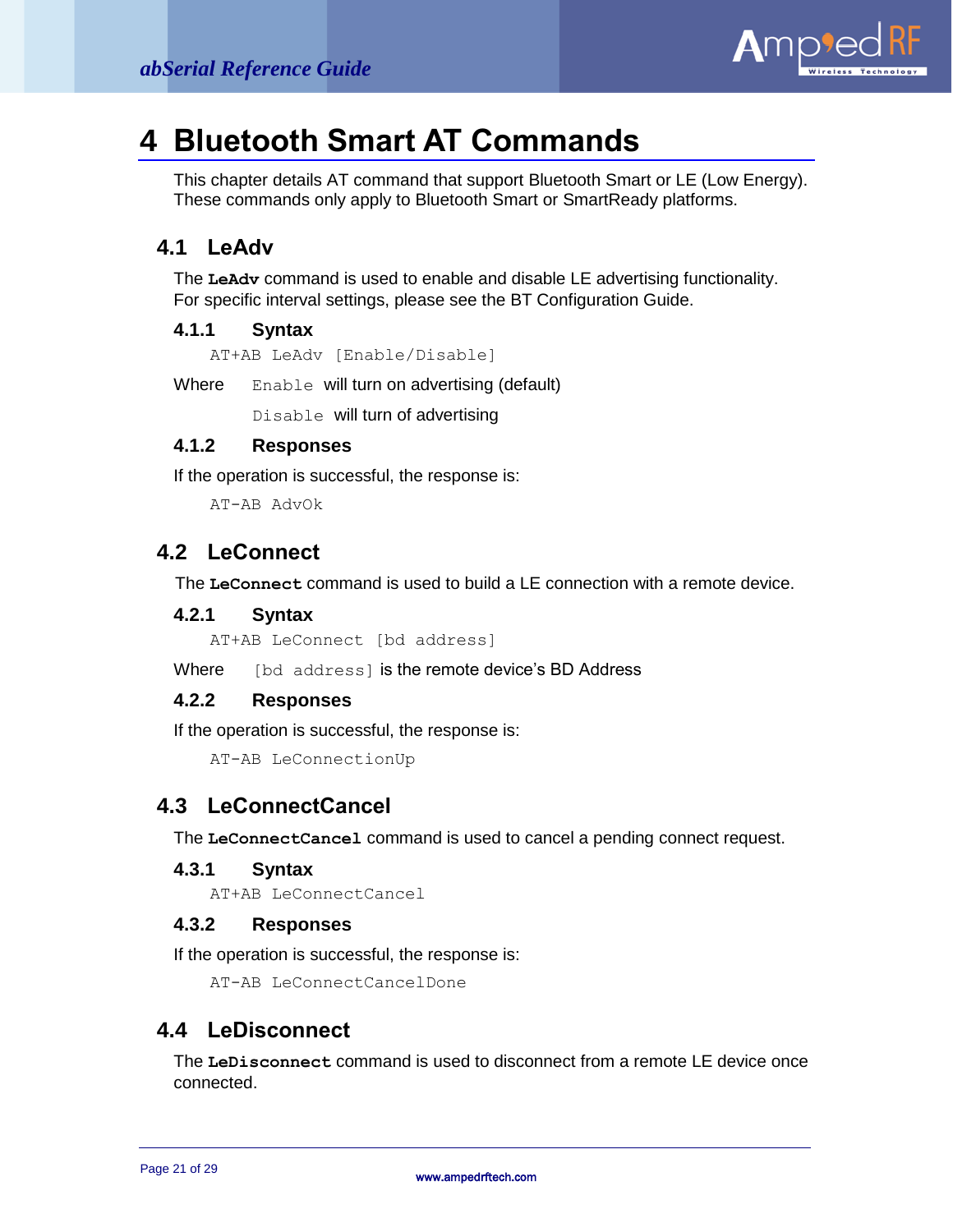# 4 Bluetooth Smart AT Commands

This chapter details AT command that support Bluetooth Smart or LE (Low Energy). These commands only apply to Bluetooth Smart or SmartReady platforms.

## 4.1 LeAdv

The **`LeAdv`** command is used to enable and disable LE advertising functionality. For specific interval settings, please see the BT Configuration Guide.

### 4.1.1 Syntax

```
AT+AB LeAdv [Enable/Disable]
```

Where `Enable` will turn on advertising (default)

`Disable` will turn of advertising

### 4.1.2 Responses

If the operation is successful, the response is:

```
AT-AB AdvOk
```

## 4.2 LeConnect

The **`LeConnect`** command is used to build a LE connection with a remote device.

### 4.2.1 Syntax

```
AT+AB LeConnect [bd address]
```

Where `[bd address]` is the remote device's BD Address

### 4.2.2 Responses

If the operation is successful, the response is:

```
AT-AB LeConnectionUp
```

## 4.3 LeConnectCancel

The **`LeConnectCancel`** command is used to cancel a pending connect request.

### 4.3.1 Syntax

```
AT+AB LeConnectCancel
```

### 4.3.2 Responses

If the operation is successful, the response is:

```
AT-AB LeConnectCancelDone
```

## 4.4 LeDisconnect

The **`LeDisconnect`** command is used to disconnect from a remote LE device once connected.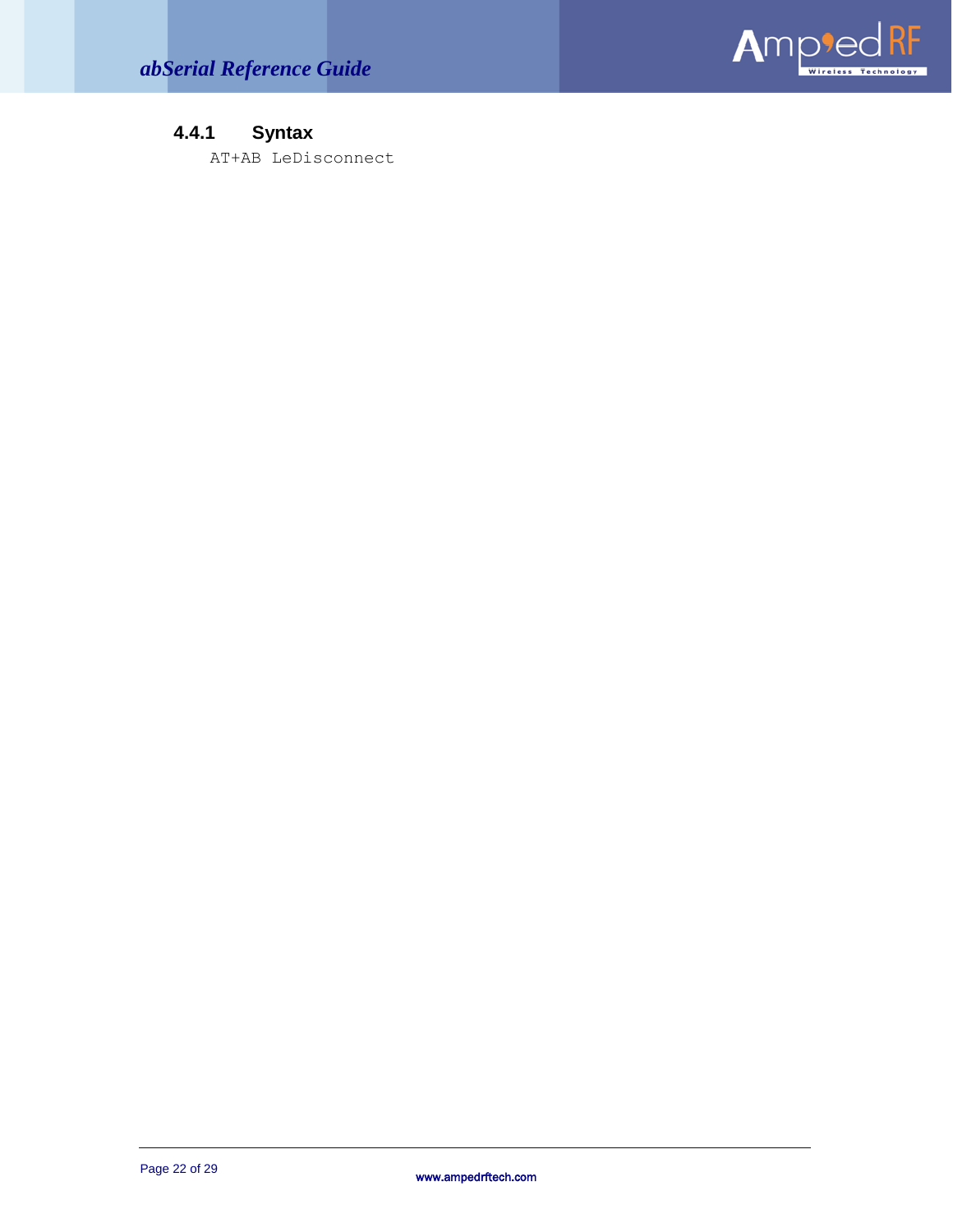### 4.4.1 Syntax

```
AT+AB LeDisconnect
```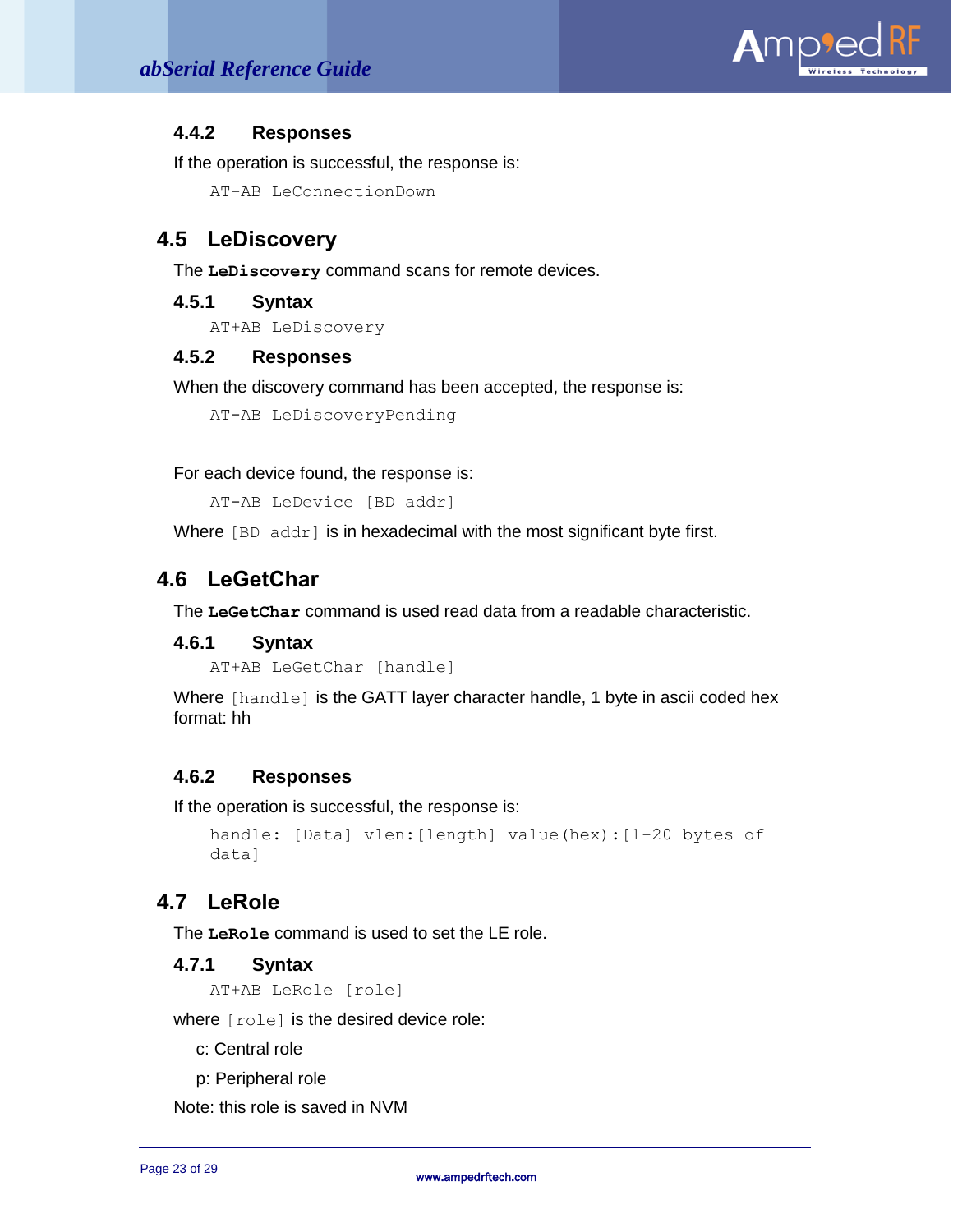### 4.4.2 Responses

If the operation is successful, the response is:

```
AT-AB LeConnectionDown
```

## 4.5 LeDiscovery

The **LeDiscovery** command scans for remote devices.

### 4.5.1 Syntax

```
AT+AB LeDiscovery
```

### 4.5.2 Responses

When the discovery command has been accepted, the response is:

```
AT-AB LeDiscoveryPending
```

For each device found, the response is:

```
AT-AB LeDevice [BD addr]
```

Where `[BD addr]` is in hexadecimal with the most significant byte first.

## 4.6 LeGetChar

The **LeGetChar** command is used read data from a readable characteristic.

### 4.6.1 Syntax

```
AT+AB LeGetChar [handle]
```

Where `[handle]` is the GATT layer character handle, 1 byte in ascii coded hex format: hh

### 4.6.2 Responses

If the operation is successful, the response is:

```
handle: [Data] vlen:[length] value(hex):[1-20 bytes of
data]
```

## 4.7 LeRole

The **LeRole** command is used to set the LE role.

### 4.7.1 Syntax

```
AT+AB LeRole [role]
```

where `[role]` is the desired device role:

c: Central role

p: Peripheral role

Note: this role is saved in NVM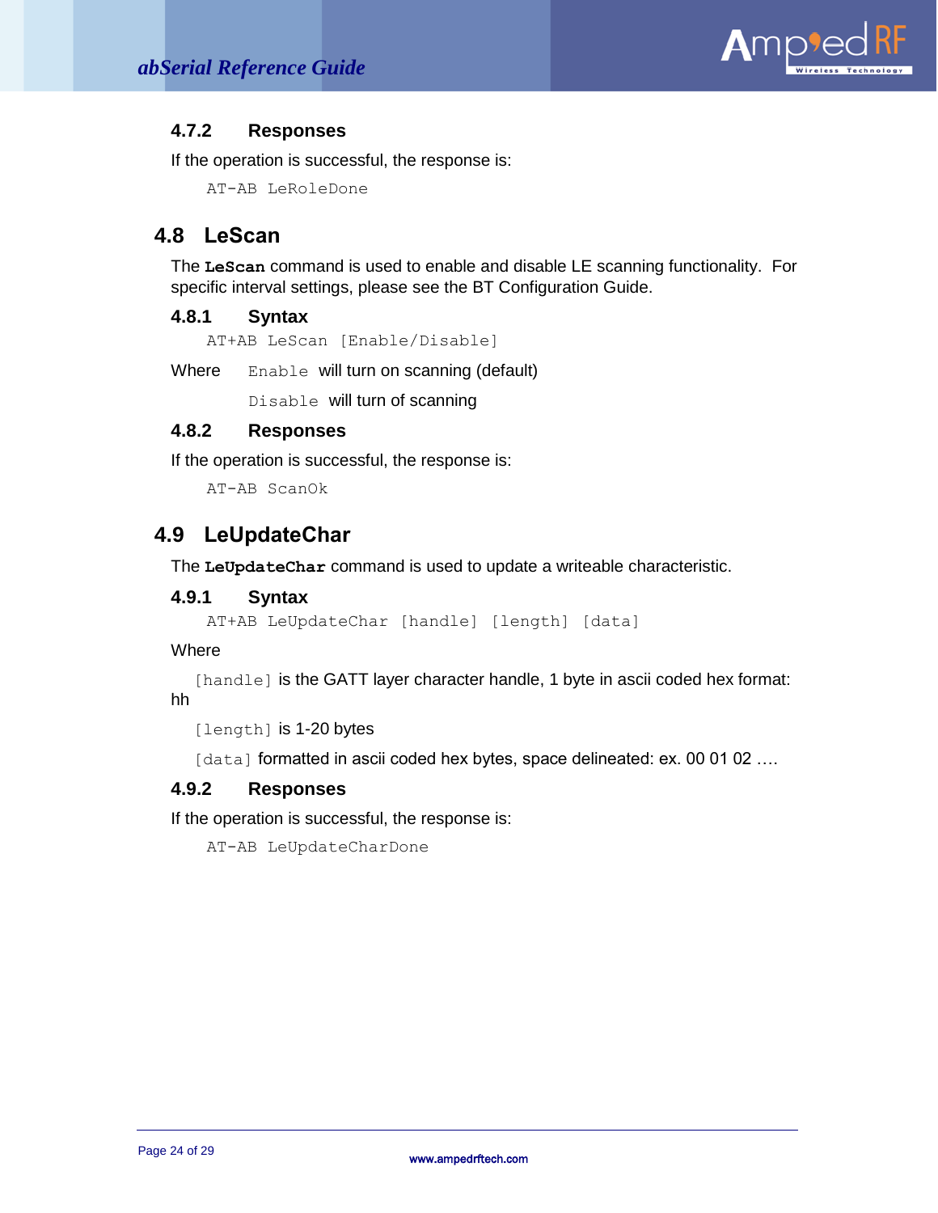### 4.7.2 Responses

If the operation is successful, the response is:

```
AT-AB LeRoleDone
```

## 4.8 LeScan

The **LeScan** command is used to enable and disable LE scanning functionality. For specific interval settings, please see the BT Configuration Guide.

### 4.8.1 Syntax

```
AT+AB LeScan [Enable/Disable]
```

Where `Enable` will turn on scanning (default)

`Disable` will turn of scanning

### 4.8.2 Responses

If the operation is successful, the response is:

```
AT-AB ScanOk
```

## 4.9 LeUpdateChar

The **LeUpdateChar** command is used to update a writeable characteristic.

### 4.9.1 Syntax

```
AT+AB LeUpdateChar [handle] [length] [data]
```

Where

`[handle]` is the GATT layer character handle, 1 byte in ascii coded hex format: hh

`[length]` is 1-20 bytes

`[data]` formatted in ascii coded hex bytes, space delineated: ex. 00 01 02 ….

### 4.9.2 Responses

If the operation is successful, the response is:

```
AT-AB LeUpdateCharDone
```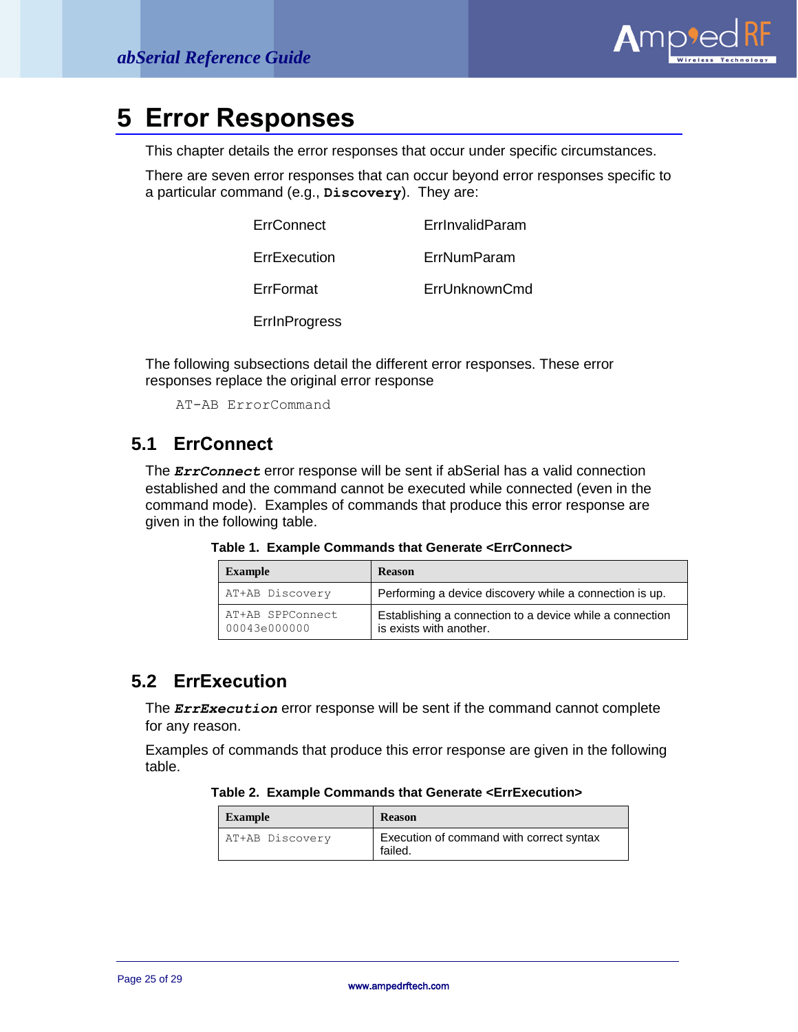# 5 Error Responses

This chapter details the error responses that occur under specific circumstances.

There are seven error responses that can occur beyond error responses specific to a particular command (e.g., **`Discovery`**). They are:

| | |
|---|---|
| ErrConnect | ErrInvalidParam |
| ErrExecution | ErrNumParam |
| ErrFormat | ErrUnknownCmd |
| ErrInProgress | |

The following subsections detail the different error responses. These error responses replace the original error response

```
AT-AB ErrorCommand
```

## 5.1 ErrConnect

The ***`ErrConnect`*** error response will be sent if abSerial has a valid connection established and the command cannot be executed while connected (even in the command mode). Examples of commands that produce this error response are given in the following table.

**Table 1. Example Commands that Generate <ErrConnect>**

| Example | Reason |
|---|---|
| `AT+AB Discovery` | Performing a device discovery while a connection is up. |
| `AT+AB SPPConnect 00043e000000` | Establishing a connection to a device while a connection is exists with another. |

## 5.2 ErrExecution

The ***`ErrExecution`*** error response will be sent if the command cannot complete for any reason.

Examples of commands that produce this error response are given in the following table.

**Table 2. Example Commands that Generate <ErrExecution>**

| Example | Reason |
|---|---|
| `AT+AB Discovery` | Execution of command with correct syntax failed. |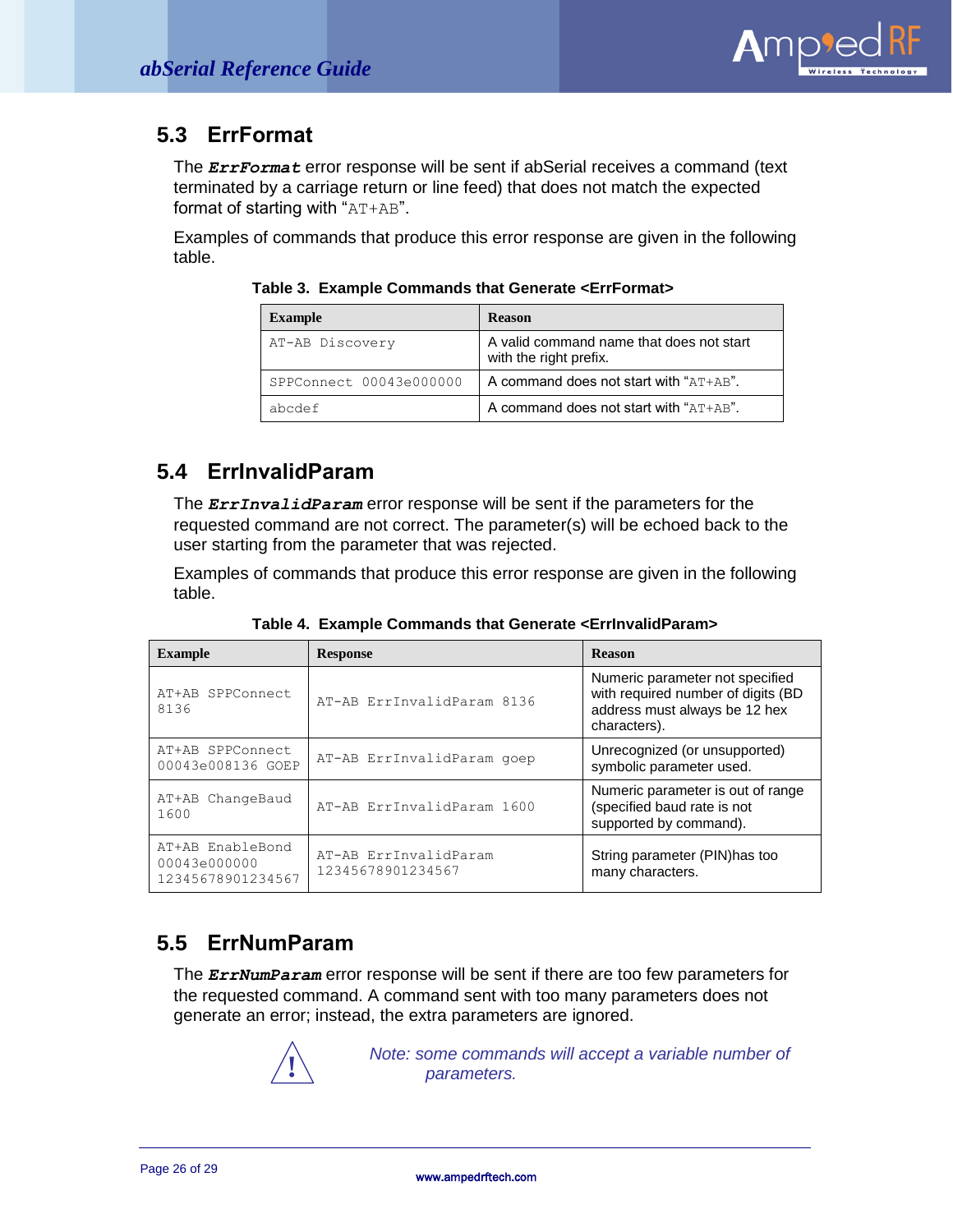## 5.3 ErrFormat

The ***ErrFormat*** error response will be sent if abSerial receives a command (text terminated by a carriage return or line feed) that does not match the expected format of starting with "`AT+AB`".

Examples of commands that produce this error response are given in the following table.

**Table 3. Example Commands that Generate <ErrFormat>**

| Example | Reason |
|---|---|
| `AT-AB Discovery` | A valid command name that does not start with the right prefix. |
| `SPPConnect 00043e000000` | A command does not start with "`AT+AB`". |
| `abcdef` | A command does not start with "`AT+AB`". |

## 5.4 ErrInvalidParam

The ***ErrInvalidParam*** error response will be sent if the parameters for the requested command are not correct. The parameter(s) will be echoed back to the user starting from the parameter that was rejected.

Examples of commands that produce this error response are given in the following table.

**Table 4. Example Commands that Generate <ErrInvalidParam>**

| Example | Response | Reason |
|---|---|---|
| `AT+AB SPPConnect 8136` | `AT-AB ErrInvalidParam 8136` | Numeric parameter not specified with required number of digits (BD address must always be 12 hex characters). |
| `AT+AB SPPConnect 00043e008136 GOEP` | `AT-AB ErrInvalidParam goep` | Unrecognized (or unsupported) symbolic parameter used. |
| `AT+AB ChangeBaud 1600` | `AT-AB ErrInvalidParam 1600` | Numeric parameter is out of range (specified baud rate is not supported by command). |
| `AT+AB EnableBond 00043e000000 12345678901234567` | `AT-AB ErrInvalidParam 12345678901234567` | String parameter (PIN)has too many characters. |

## 5.5 ErrNumParam

The ***ErrNumParam*** error response will be sent if there are too few parameters for the requested command. A command sent with too many parameters does not generate an error; instead, the extra parameters are ignored.

*Note: some commands will accept a variable number of parameters.*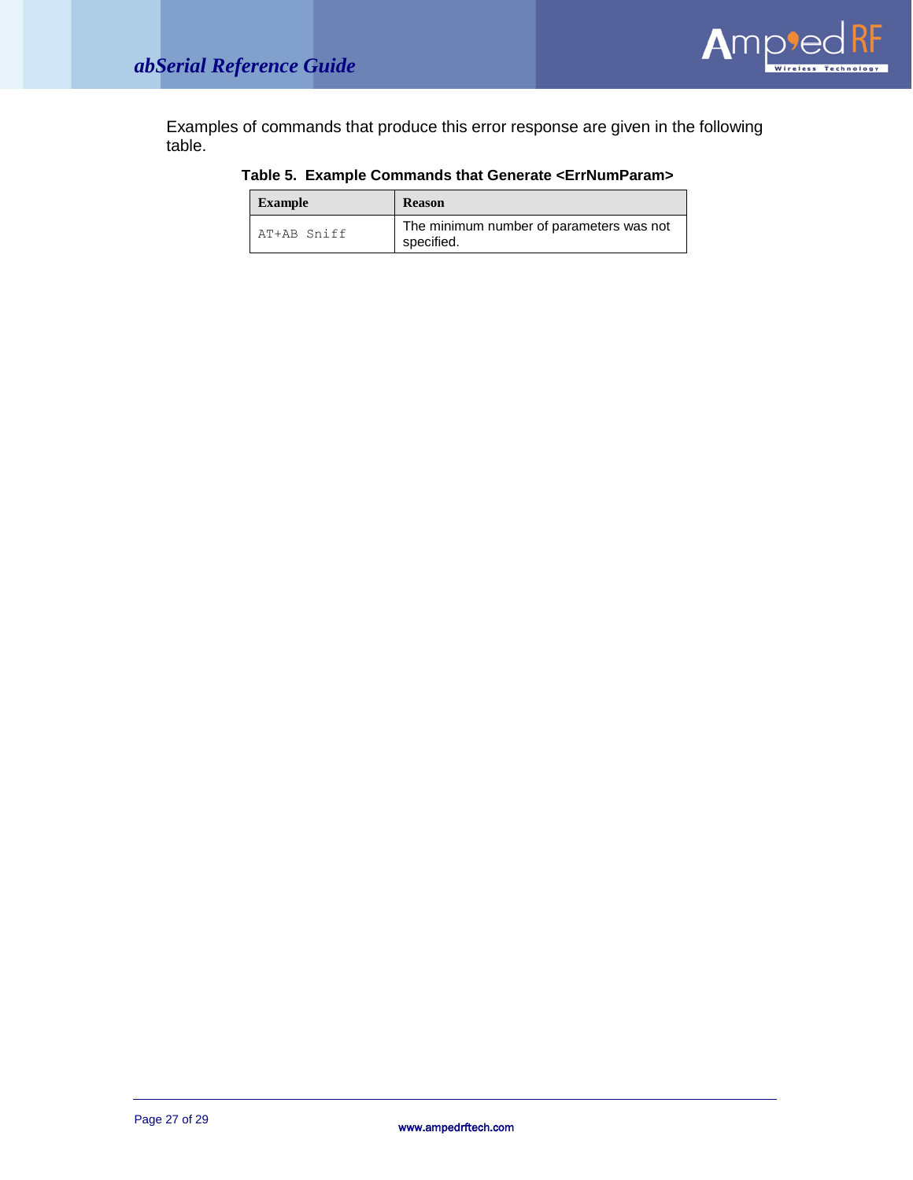Examples of commands that produce this error response are given in the following table.

**Table 5. Example Commands that Generate <ErrNumParam>**

| Example | Reason |
|---|---|
| `AT+AB Sniff` | The minimum number of parameters was not specified. |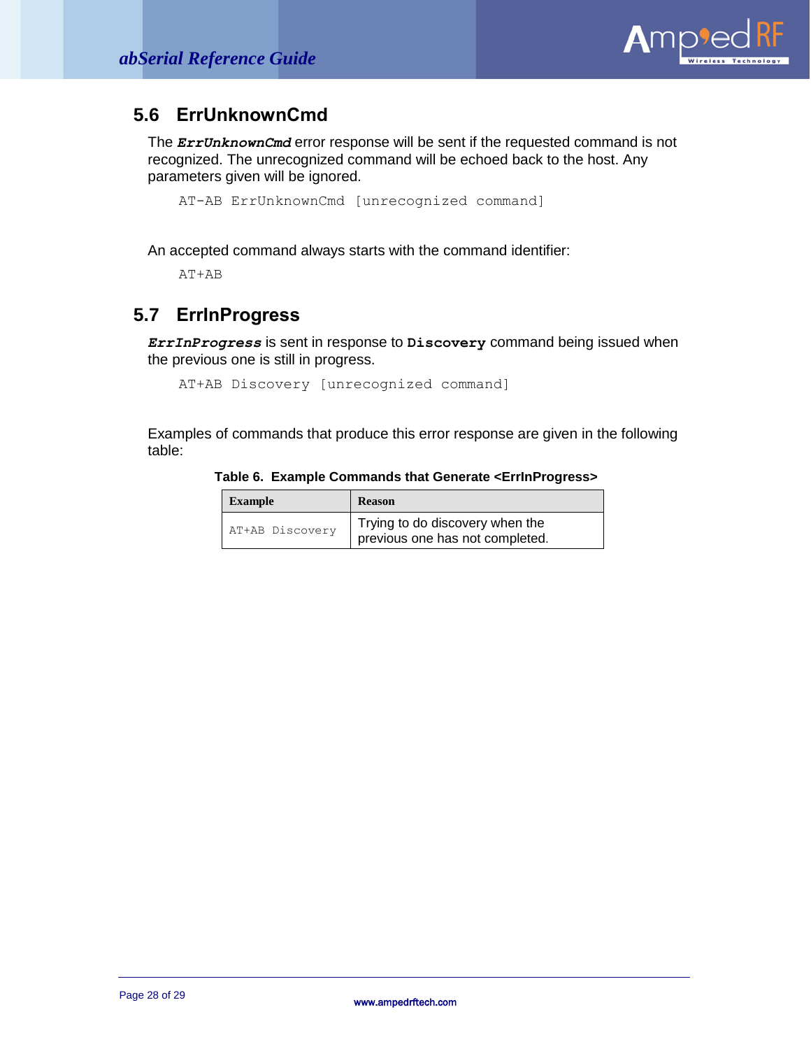## 5.6 ErrUnknownCmd

The ***ErrUnknownCmd*** error response will be sent if the requested command is not recognized. The unrecognized command will be echoed back to the host. Any parameters given will be ignored.

```
AT-AB ErrUnknownCmd [unrecognized command]
```

An accepted command always starts with the command identifier:

```
AT+AB
```

## 5.7 ErrInProgress

***ErrInProgress*** is sent in response to **Discovery** command being issued when the previous one is still in progress.

```
AT+AB Discovery [unrecognized command]
```

Examples of commands that produce this error response are given in the following table:

**Table 6. Example Commands that Generate <ErrInProgress>**

| Example | Reason |
|---|---|
| AT+AB Discovery | Trying to do discovery when the previous one has not completed. |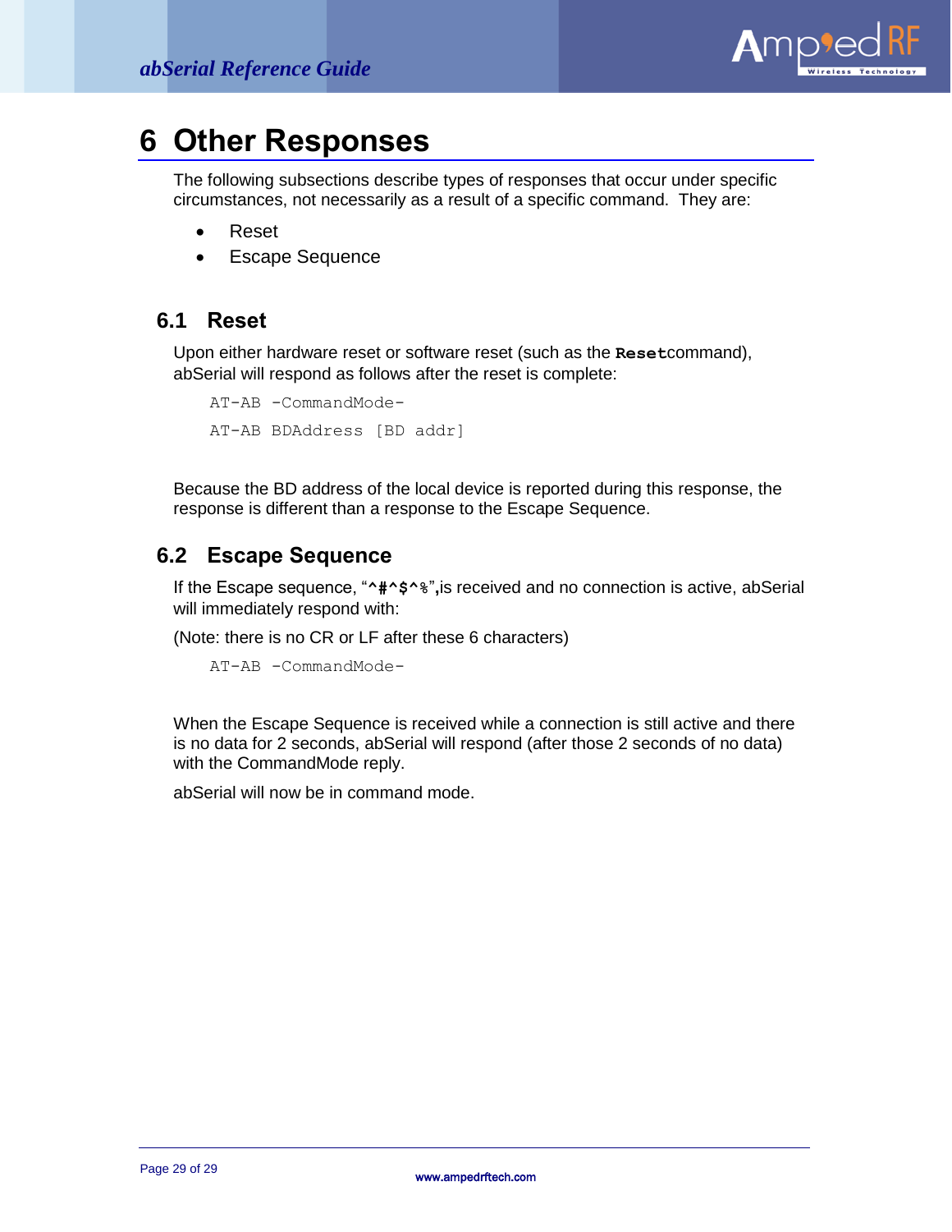# 6 Other Responses

The following subsections describe types of responses that occur under specific circumstances, not necessarily as a result of a specific command. They are:

- Reset
- Escape Sequence

## 6.1 Reset

Upon either hardware reset or software reset (such as the **Reset**command), abSerial will respond as follows after the reset is complete:

```
AT-AB -CommandMode-
AT-AB BDAddress [BD addr]
```

Because the BD address of the local device is reported during this response, the response is different than a response to the Escape Sequence.

## 6.2 Escape Sequence

If the Escape sequence, "**^#^$^%**",is received and no connection is active, abSerial will immediately respond with:

(Note: there is no CR or LF after these 6 characters)

```
AT-AB -CommandMode-
```

When the Escape Sequence is received while a connection is still active and there is no data for 2 seconds, abSerial will respond (after those 2 seconds of no data) with the CommandMode reply.

abSerial will now be in command mode.